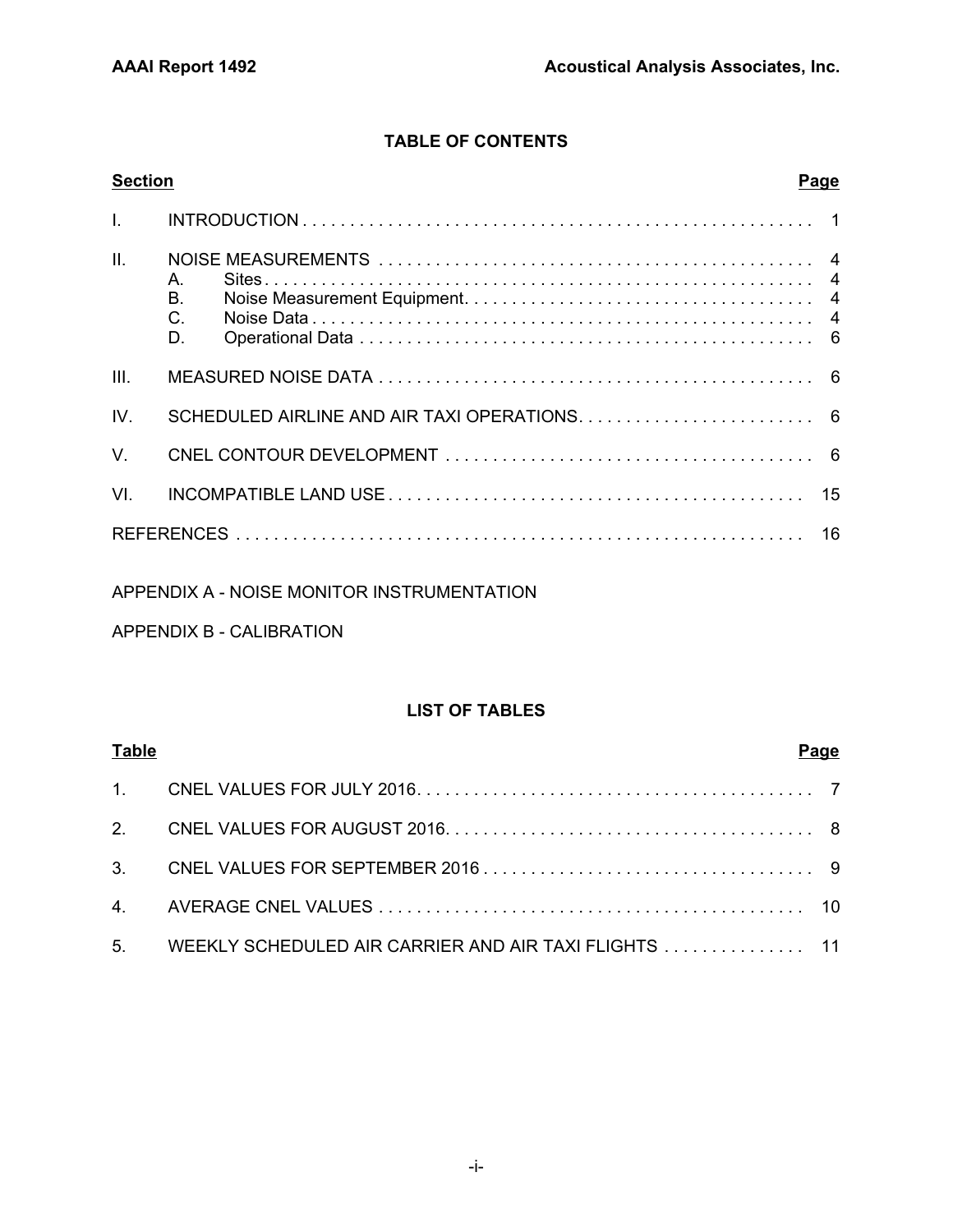## TABLE OF CONTENTS

| Section | | Page |
|---|---|---|
| I. | INTRODUCTION | 1 |
| II. | NOISE MEASUREMENTS | 4 |
| | A. Sites | 4 |
| | B. Noise Measurement Equipment | 4 |
| | C. Noise Data | 4 |
| | D. Operational Data | 6 |
| III. | MEASURED NOISE DATA | 6 |
| IV. | SCHEDULED AIRLINE AND AIR TAXI OPERATIONS | 6 |
| V. | CNEL CONTOUR DEVELOPMENT | 6 |
| VI. | INCOMPATIBLE LAND USE | 15 |
| REFERENCES | | 16 |

APPENDIX A - NOISE MONITOR INSTRUMENTATION

APPENDIX B - CALIBRATION

## LIST OF TABLES

| Table | | Page |
|---|---|---|
| 1. | CNEL VALUES FOR JULY 2016 | 7 |
| 2. | CNEL VALUES FOR AUGUST 2016 | 8 |
| 3. | CNEL VALUES FOR SEPTEMBER 2016 | 9 |
| 4. | AVERAGE CNEL VALUES | 10 |
| 5. | WEEKLY SCHEDULED AIR CARRIER AND AIR TAXI FLIGHTS | 11 |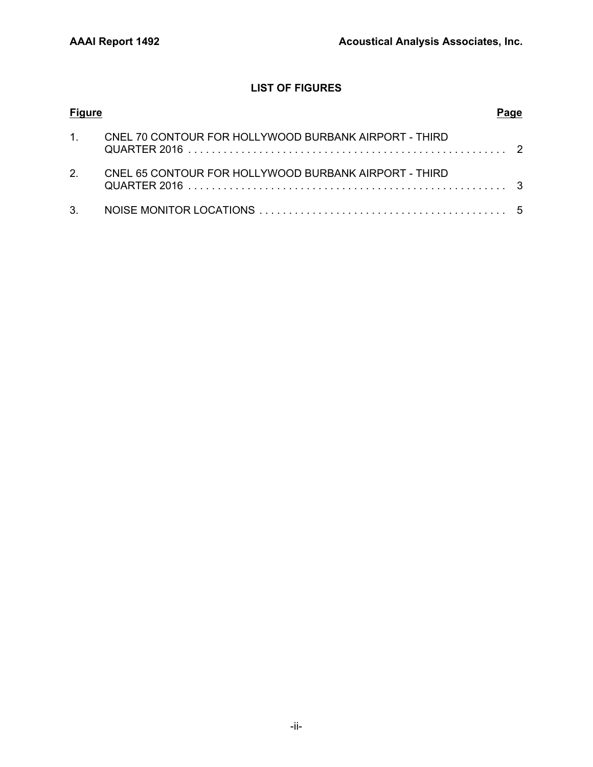## LIST OF FIGURES

| Figure | | Page |
|---|---|---|
| 1. | CNEL 70 CONTOUR FOR HOLLYWOOD BURBANK AIRPORT - THIRD QUARTER 2016 | 2 |
| 2. | CNEL 65 CONTOUR FOR HOLLYWOOD BURBANK AIRPORT - THIRD QUARTER 2016 | 3 |
| 3. | NOISE MONITOR LOCATIONS | 5 |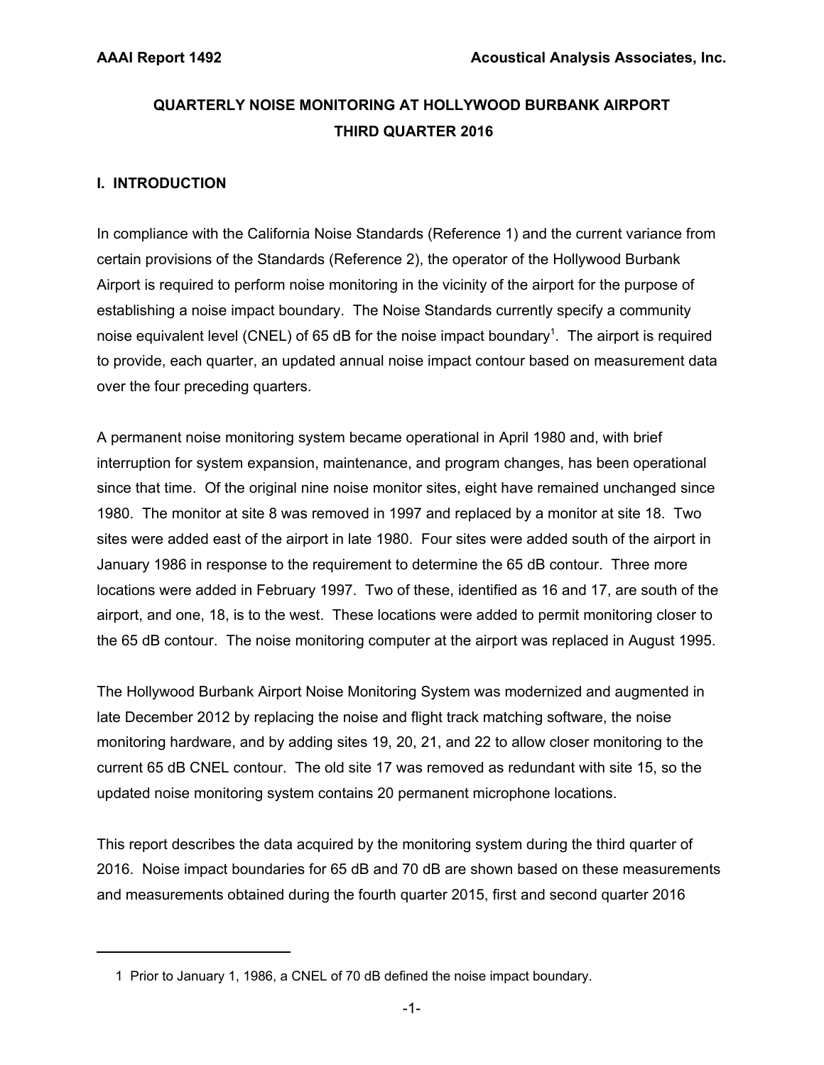# QUARTERLY NOISE MONITORING AT HOLLYWOOD BURBANK AIRPORT
# THIRD QUARTER 2016

## I. INTRODUCTION

In compliance with the California Noise Standards (Reference 1) and the current variance from certain provisions of the Standards (Reference 2), the operator of the Hollywood Burbank Airport is required to perform noise monitoring in the vicinity of the airport for the purpose of establishing a noise impact boundary. The Noise Standards currently specify a community noise equivalent level (CNEL) of 65 dB for the noise impact boundary[1]. The airport is required to provide, each quarter, an updated annual noise impact contour based on measurement data over the four preceding quarters.

A permanent noise monitoring system became operational in April 1980 and, with brief interruption for system expansion, maintenance, and program changes, has been operational since that time. Of the original nine noise monitor sites, eight have remained unchanged since 1980. The monitor at site 8 was removed in 1997 and replaced by a monitor at site 18. Two sites were added east of the airport in late 1980. Four sites were added south of the airport in January 1986 in response to the requirement to determine the 65 dB contour. Three more locations were added in February 1997. Two of these, identified as 16 and 17, are south of the airport, and one, 18, is to the west. These locations were added to permit monitoring closer to the 65 dB contour. The noise monitoring computer at the airport was replaced in August 1995.

The Hollywood Burbank Airport Noise Monitoring System was modernized and augmented in late December 2012 by replacing the noise and flight track matching software, the noise monitoring hardware, and by adding sites 19, 20, 21, and 22 to allow closer monitoring to the current 65 dB CNEL contour. The old site 17 was removed as redundant with site 15, so the updated noise monitoring system contains 20 permanent microphone locations.

This report describes the data acquired by the monitoring system during the third quarter of 2016. Noise impact boundaries for 65 dB and 70 dB are shown based on these measurements and measurements obtained during the fourth quarter 2015, first and second quarter 2016

---

1 Prior to January 1, 1986, a CNEL of 70 dB defined the noise impact boundary.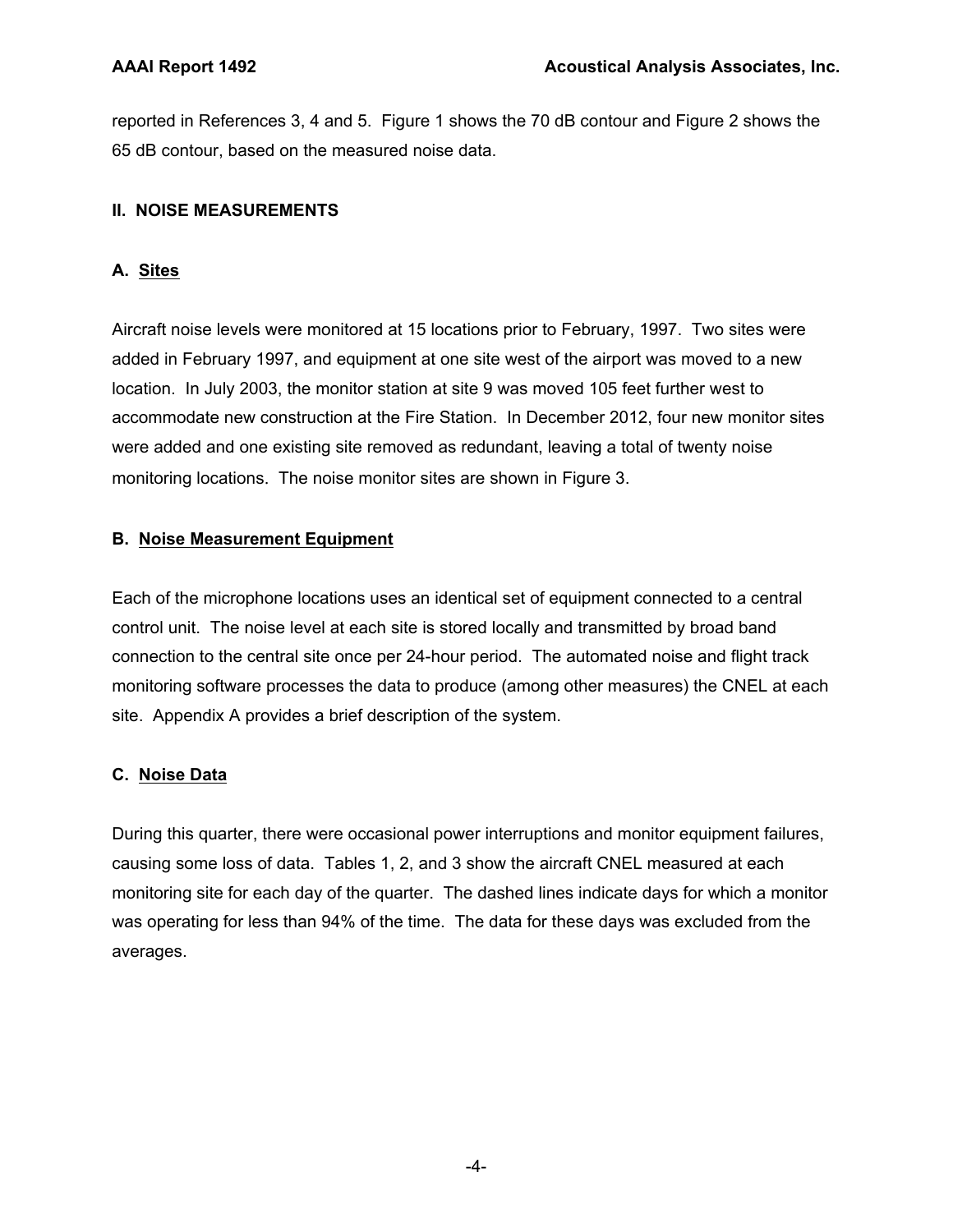reported in References 3, 4 and 5. Figure 1 shows the 70 dB contour and Figure 2 shows the 65 dB contour, based on the measured noise data.

## II. NOISE MEASUREMENTS

### A. Sites

Aircraft noise levels were monitored at 15 locations prior to February, 1997. Two sites were added in February 1997, and equipment at one site west of the airport was moved to a new location. In July 2003, the monitor station at site 9 was moved 105 feet further west to accommodate new construction at the Fire Station. In December 2012, four new monitor sites were added and one existing site removed as redundant, leaving a total of twenty noise monitoring locations. The noise monitor sites are shown in Figure 3.

### B. Noise Measurement Equipment

Each of the microphone locations uses an identical set of equipment connected to a central control unit. The noise level at each site is stored locally and transmitted by broad band connection to the central site once per 24-hour period. The automated noise and flight track monitoring software processes the data to produce (among other measures) the CNEL at each site. Appendix A provides a brief description of the system.

### C. Noise Data

During this quarter, there were occasional power interruptions and monitor equipment failures, causing some loss of data. Tables 1, 2, and 3 show the aircraft CNEL measured at each monitoring site for each day of the quarter. The dashed lines indicate days for which a monitor was operating for less than 94% of the time. The data for these days was excluded from the averages.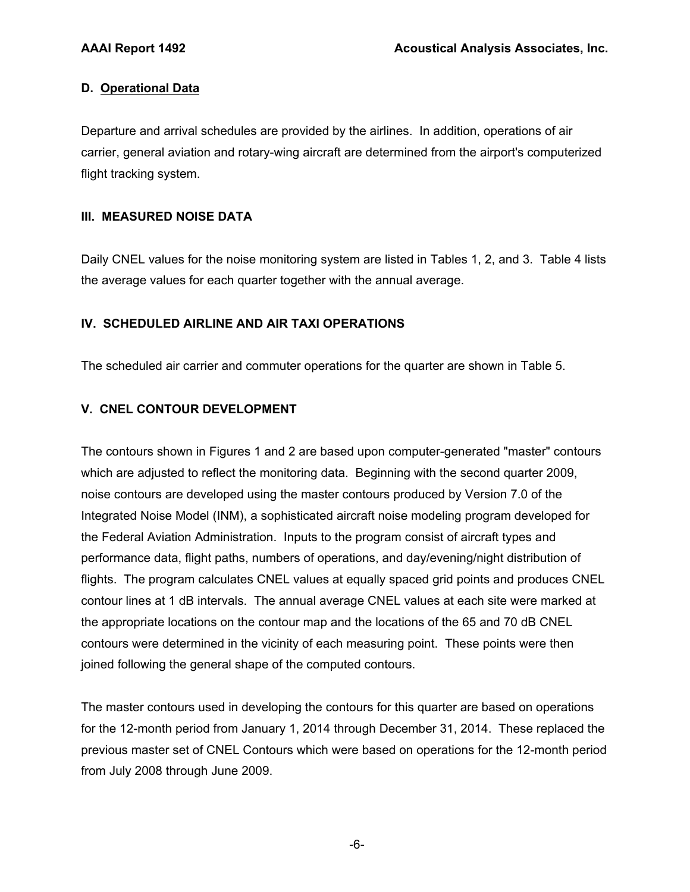### D. Operational Data

Departure and arrival schedules are provided by the airlines. In addition, operations of air carrier, general aviation and rotary-wing aircraft are determined from the airport's computerized flight tracking system.

## III. MEASURED NOISE DATA

Daily CNEL values for the noise monitoring system are listed in Tables 1, 2, and 3. Table 4 lists the average values for each quarter together with the annual average.

## IV. SCHEDULED AIRLINE AND AIR TAXI OPERATIONS

The scheduled air carrier and commuter operations for the quarter are shown in Table 5.

## V. CNEL CONTOUR DEVELOPMENT

The contours shown in Figures 1 and 2 are based upon computer-generated "master" contours which are adjusted to reflect the monitoring data. Beginning with the second quarter 2009, noise contours are developed using the master contours produced by Version 7.0 of the Integrated Noise Model (INM), a sophisticated aircraft noise modeling program developed for the Federal Aviation Administration. Inputs to the program consist of aircraft types and performance data, flight paths, numbers of operations, and day/evening/night distribution of flights. The program calculates CNEL values at equally spaced grid points and produces CNEL contour lines at 1 dB intervals. The annual average CNEL values at each site were marked at the appropriate locations on the contour map and the locations of the 65 and 70 dB CNEL contours were determined in the vicinity of each measuring point. These points were then joined following the general shape of the computed contours.

The master contours used in developing the contours for this quarter are based on operations for the 12-month period from January 1, 2014 through December 31, 2014. These replaced the previous master set of CNEL Contours which were based on operations for the 12-month period from July 2008 through June 2009.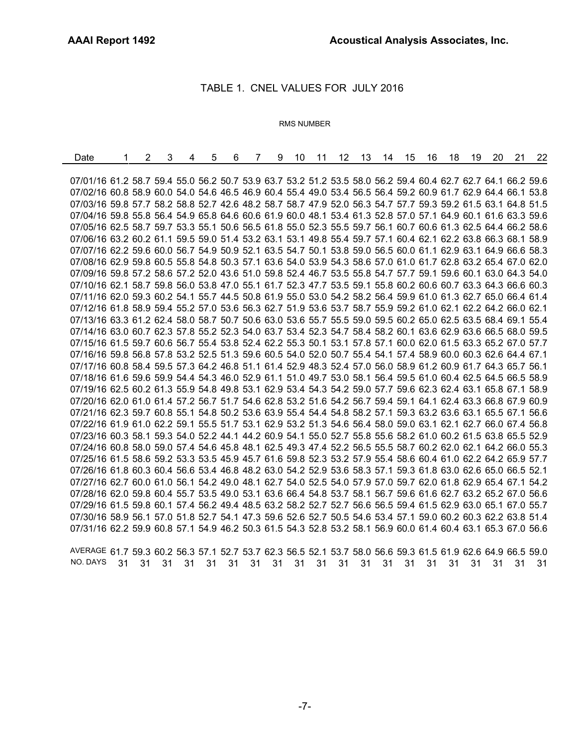## TABLE 1. CNEL VALUES FOR JULY 2016

RMS NUMBER

| Date | 1 | 2 | 3 | 4 | 5 | 6 | 7 | 9 | 10 | 11 | 12 | 13 | 14 | 15 | 16 | 18 | 19 | 20 | 21 | 22 |
|---|---|---|---|---|---|---|---|---|---|---|---|---|---|---|---|---|---|---|---|---|
| 07/01/16 | 61.2 | 58.7 | 59.4 | 55.0 | 56.2 | 50.7 | 53.9 | 63.7 | 53.2 | 51.2 | 53.5 | 58.0 | 56.2 | 59.4 | 60.4 | 62.7 | 62.7 | 64.1 | 66.2 | 59.6 |
| 07/02/16 | 60.8 | 58.9 | 60.0 | 54.0 | 54.6 | 46.5 | 46.9 | 60.4 | 55.4 | 49.0 | 53.4 | 56.5 | 56.4 | 59.2 | 60.9 | 61.7 | 62.9 | 64.4 | 66.1 | 53.8 |
| 07/03/16 | 59.8 | 57.7 | 58.2 | 58.8 | 52.7 | 42.6 | 48.2 | 58.7 | 58.7 | 47.9 | 52.0 | 56.3 | 54.7 | 57.7 | 59.3 | 59.2 | 61.5 | 63.1 | 64.8 | 51.5 |
| 07/04/16 | 59.8 | 55.8 | 56.4 | 54.9 | 65.8 | 64.6 | 60.6 | 61.9 | 60.0 | 48.1 | 53.4 | 61.3 | 52.8 | 57.0 | 57.1 | 64.9 | 60.1 | 61.6 | 63.3 | 59.6 |
| 07/05/16 | 62.5 | 58.7 | 59.7 | 53.3 | 55.1 | 50.6 | 56.5 | 61.8 | 55.0 | 52.3 | 55.5 | 59.7 | 56.1 | 60.7 | 60.6 | 61.3 | 62.5 | 64.4 | 66.2 | 58.6 |
| 07/06/16 | 63.2 | 60.2 | 61.1 | 59.5 | 59.0 | 51.4 | 53.2 | 63.1 | 53.1 | 49.8 | 55.4 | 59.7 | 57.1 | 60.4 | 62.1 | 62.2 | 63.8 | 66.3 | 68.1 | 58.9 |
| 07/07/16 | 62.2 | 59.6 | 60.0 | 56.7 | 54.9 | 50.9 | 52.1 | 63.5 | 54.7 | 50.1 | 53.8 | 59.0 | 56.5 | 60.0 | 61.1 | 62.9 | 63.1 | 64.9 | 66.6 | 58.3 |
| 07/08/16 | 62.9 | 59.8 | 60.5 | 55.8 | 54.8 | 50.3 | 57.1 | 63.6 | 54.0 | 53.9 | 54.3 | 58.6 | 57.0 | 61.0 | 61.7 | 62.8 | 63.2 | 65.4 | 67.0 | 62.0 |
| 07/09/16 | 59.8 | 57.2 | 58.6 | 57.2 | 52.0 | 43.6 | 51.0 | 59.8 | 52.4 | 46.7 | 53.5 | 55.8 | 54.7 | 57.7 | 59.1 | 59.6 | 60.1 | 63.0 | 64.3 | 54.0 |
| 07/10/16 | 62.1 | 58.7 | 59.8 | 56.0 | 53.8 | 47.0 | 55.1 | 61.7 | 52.3 | 47.7 | 53.5 | 59.1 | 55.8 | 60.2 | 60.6 | 60.7 | 63.3 | 64.3 | 66.6 | 60.3 |
| 07/11/16 | 62.0 | 59.3 | 60.2 | 54.1 | 55.7 | 44.5 | 50.8 | 61.9 | 55.0 | 53.0 | 54.2 | 58.2 | 56.4 | 59.9 | 61.0 | 61.3 | 62.7 | 65.0 | 66.4 | 61.4 |
| 07/12/16 | 61.8 | 58.9 | 59.4 | 55.2 | 57.0 | 53.6 | 56.3 | 62.7 | 51.9 | 53.6 | 53.7 | 58.7 | 55.9 | 59.2 | 61.0 | 62.1 | 62.2 | 64.2 | 66.0 | 62.1 |
| 07/13/16 | 63.3 | 61.2 | 62.4 | 58.0 | 58.7 | 50.7 | 50.6 | 63.0 | 53.6 | 55.7 | 55.5 | 59.0 | 59.5 | 60.2 | 65.0 | 62.5 | 63.5 | 68.4 | 69.1 | 55.4 |
| 07/14/16 | 63.0 | 60.7 | 62.3 | 57.8 | 55.2 | 52.3 | 54.0 | 63.7 | 53.4 | 52.3 | 54.7 | 58.4 | 58.2 | 60.1 | 63.6 | 62.9 | 63.6 | 66.5 | 68.0 | 59.5 |
| 07/15/16 | 61.5 | 59.7 | 60.6 | 56.7 | 55.4 | 53.8 | 52.4 | 62.2 | 55.3 | 50.1 | 53.1 | 57.8 | 57.1 | 60.0 | 62.0 | 61.5 | 63.3 | 65.2 | 67.0 | 57.7 |
| 07/16/16 | 59.8 | 56.8 | 57.8 | 53.2 | 52.5 | 51.3 | 59.6 | 60.5 | 54.0 | 52.0 | 50.7 | 55.4 | 54.1 | 57.4 | 58.9 | 60.0 | 60.3 | 62.6 | 64.4 | 67.1 |
| 07/17/16 | 60.8 | 58.4 | 59.5 | 57.3 | 64.2 | 46.8 | 51.1 | 61.4 | 52.9 | 48.3 | 52.4 | 57.0 | 56.0 | 58.9 | 61.2 | 60.9 | 61.7 | 64.3 | 65.7 | 56.1 |
| 07/18/16 | 61.6 | 59.6 | 59.9 | 54.4 | 54.3 | 46.0 | 52.9 | 61.1 | 51.0 | 49.7 | 53.0 | 58.1 | 56.4 | 59.5 | 61.0 | 60.4 | 62.5 | 64.5 | 66.5 | 58.9 |
| 07/19/16 | 62.5 | 60.2 | 61.3 | 55.9 | 54.8 | 49.8 | 53.1 | 62.9 | 53.4 | 54.3 | 54.2 | 59.0 | 57.7 | 59.6 | 62.3 | 62.4 | 63.1 | 65.8 | 67.1 | 58.9 |
| 07/20/16 | 62.0 | 61.0 | 61.4 | 57.2 | 56.7 | 51.7 | 54.6 | 62.8 | 53.2 | 51.6 | 54.2 | 56.7 | 59.4 | 59.1 | 64.1 | 62.4 | 63.3 | 66.8 | 67.9 | 60.9 |
| 07/21/16 | 62.3 | 59.7 | 60.8 | 55.1 | 54.8 | 50.2 | 53.6 | 63.9 | 55.4 | 54.4 | 54.8 | 58.2 | 57.1 | 59.3 | 63.2 | 63.6 | 63.1 | 65.5 | 67.1 | 56.6 |
| 07/22/16 | 61.9 | 61.0 | 62.2 | 59.1 | 55.5 | 51.7 | 53.1 | 62.9 | 53.2 | 51.3 | 54.6 | 56.4 | 58.0 | 59.0 | 63.1 | 62.1 | 62.7 | 66.0 | 67.4 | 56.8 |
| 07/23/16 | 60.3 | 58.1 | 59.3 | 54.0 | 52.2 | 44.1 | 44.2 | 60.9 | 54.1 | 55.0 | 52.7 | 55.8 | 55.6 | 58.2 | 61.0 | 60.2 | 61.5 | 63.8 | 65.5 | 52.9 |
| 07/24/16 | 60.8 | 58.0 | 59.0 | 57.4 | 54.6 | 45.8 | 48.1 | 62.5 | 49.3 | 47.4 | 52.2 | 56.5 | 55.5 | 58.7 | 60.2 | 62.0 | 62.1 | 64.2 | 66.0 | 55.3 |
| 07/25/16 | 61.5 | 58.6 | 59.2 | 53.3 | 53.5 | 45.9 | 45.7 | 61.6 | 59.8 | 52.3 | 53.2 | 57.9 | 55.4 | 58.6 | 60.4 | 61.0 | 62.2 | 64.2 | 65.9 | 57.7 |
| 07/26/16 | 61.8 | 60.3 | 60.4 | 56.6 | 53.4 | 46.8 | 48.2 | 63.0 | 54.2 | 52.9 | 53.6 | 58.3 | 57.1 | 59.3 | 61.8 | 63.0 | 62.6 | 65.0 | 66.5 | 52.1 |
| 07/27/16 | 62.7 | 60.0 | 61.0 | 56.1 | 54.2 | 49.0 | 48.1 | 62.7 | 54.0 | 52.5 | 54.0 | 57.9 | 57.0 | 59.7 | 62.0 | 61.8 | 62.9 | 65.4 | 67.1 | 54.2 |
| 07/28/16 | 62.0 | 59.8 | 60.4 | 55.7 | 53.5 | 49.0 | 53.1 | 63.6 | 66.4 | 54.8 | 53.7 | 58.1 | 56.7 | 59.6 | 61.6 | 62.7 | 63.2 | 65.2 | 67.0 | 56.6 |
| 07/29/16 | 61.5 | 59.8 | 60.1 | 57.4 | 56.2 | 49.4 | 48.5 | 63.2 | 58.2 | 52.7 | 52.7 | 56.6 | 56.5 | 59.4 | 61.5 | 62.9 | 63.0 | 65.1 | 67.0 | 55.7 |
| 07/30/16 | 58.9 | 56.1 | 57.0 | 51.8 | 52.7 | 54.1 | 47.3 | 59.6 | 52.6 | 52.7 | 50.5 | 54.6 | 53.4 | 57.1 | 59.0 | 60.2 | 60.3 | 62.2 | 63.8 | 51.4 |
| 07/31/16 | 62.2 | 59.9 | 60.8 | 57.1 | 54.9 | 46.2 | 50.3 | 61.5 | 54.3 | 52.8 | 53.2 | 58.1 | 56.9 | 60.0 | 61.4 | 60.4 | 63.1 | 65.3 | 67.0 | 56.6 |
| AVERAGE | 61.7 | 59.3 | 60.2 | 56.3 | 57.1 | 52.7 | 53.7 | 62.3 | 56.5 | 52.1 | 53.7 | 58.0 | 56.6 | 59.3 | 61.5 | 61.9 | 62.6 | 64.9 | 66.5 | 59.0 |
| NO. DAYS | 31 | 31 | 31 | 31 | 31 | 31 | 31 | 31 | 31 | 31 | 31 | 31 | 31 | 31 | 31 | 31 | 31 | 31 | 31 | 31 |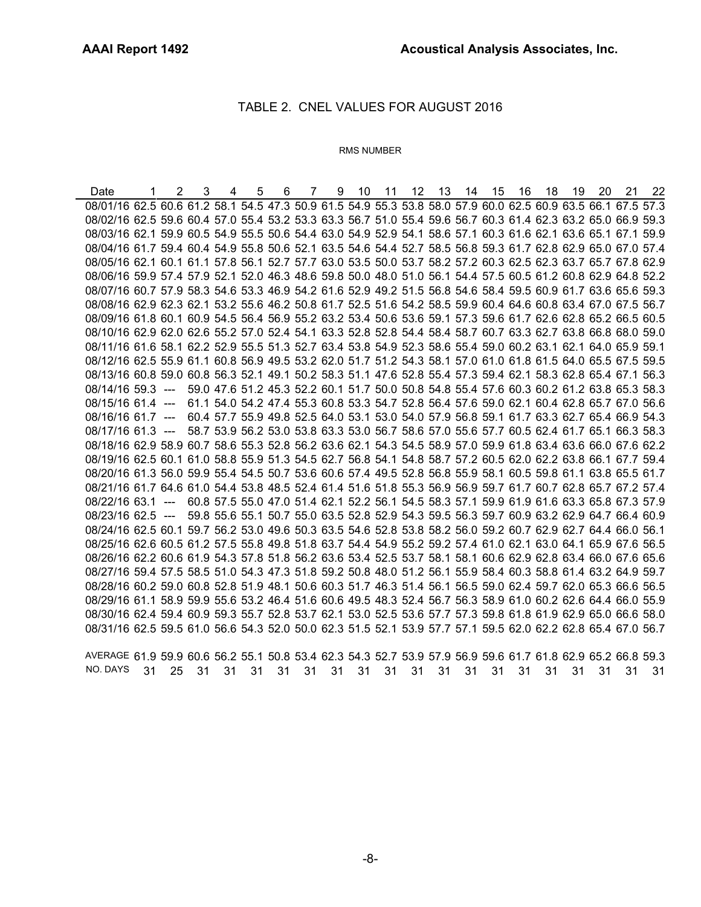# TABLE 2. CNEL VALUES FOR AUGUST 2016

RMS NUMBER

| Date | 1 | 2 | 3 | 4 | 5 | 6 | 7 | 9 | 10 | 11 | 12 | 13 | 14 | 15 | 16 | 18 | 19 | 20 | 21 | 22 |
|---|---|---|---|---|---|---|---|---|---|---|---|---|---|---|---|---|---|---|---|---|
| 08/01/16 | 62.5 | 60.6 | 61.2 | 58.1 | 54.5 | 47.3 | 50.9 | 61.5 | 54.9 | 55.3 | 53.8 | 58.0 | 57.9 | 60.0 | 62.5 | 60.9 | 63.5 | 66.1 | 67.5 | 57.3 |
| 08/02/16 | 62.5 | 59.6 | 60.4 | 57.0 | 55.4 | 53.2 | 53.3 | 63.3 | 56.7 | 51.0 | 55.4 | 59.6 | 56.7 | 60.3 | 61.4 | 62.3 | 63.2 | 65.0 | 66.9 | 59.3 |
| 08/03/16 | 62.1 | 59.9 | 60.5 | 54.9 | 55.5 | 50.6 | 54.4 | 63.0 | 54.9 | 52.9 | 54.1 | 58.6 | 57.1 | 60.3 | 61.6 | 62.1 | 63.6 | 65.1 | 67.1 | 59.9 |
| 08/04/16 | 61.7 | 59.4 | 60.4 | 54.9 | 55.8 | 50.6 | 52.1 | 63.5 | 54.6 | 54.4 | 52.7 | 58.5 | 56.8 | 59.3 | 61.7 | 62.8 | 62.9 | 65.0 | 67.0 | 57.4 |
| 08/05/16 | 62.1 | 60.1 | 61.1 | 57.8 | 56.1 | 52.7 | 57.7 | 63.0 | 53.5 | 50.0 | 53.7 | 58.2 | 57.2 | 60.3 | 62.5 | 62.3 | 63.7 | 65.7 | 67.8 | 62.9 |
| 08/06/16 | 59.9 | 57.4 | 57.9 | 52.1 | 52.0 | 46.3 | 48.6 | 59.8 | 50.0 | 48.0 | 51.0 | 56.1 | 54.4 | 57.5 | 60.5 | 61.2 | 60.8 | 62.9 | 64.8 | 52.2 |
| 08/07/16 | 60.7 | 57.9 | 58.3 | 54.6 | 53.3 | 46.9 | 54.2 | 61.6 | 52.9 | 49.2 | 51.5 | 56.8 | 54.6 | 58.4 | 59.5 | 60.9 | 61.7 | 63.6 | 65.6 | 59.3 |
| 08/08/16 | 62.9 | 62.3 | 62.1 | 53.2 | 55.6 | 46.2 | 50.8 | 61.7 | 52.5 | 51.6 | 54.2 | 58.5 | 59.9 | 60.4 | 64.6 | 60.8 | 63.4 | 67.0 | 67.5 | 56.7 |
| 08/09/16 | 61.8 | 60.1 | 60.9 | 54.5 | 56.4 | 56.9 | 55.2 | 63.2 | 53.4 | 50.6 | 53.6 | 59.1 | 57.3 | 59.6 | 61.7 | 62.6 | 62.8 | 65.2 | 66.5 | 60.5 |
| 08/10/16 | 62.9 | 62.0 | 62.6 | 55.2 | 57.0 | 52.4 | 54.1 | 63.3 | 52.8 | 52.8 | 54.4 | 58.4 | 58.7 | 60.7 | 63.3 | 62.7 | 63.8 | 66.8 | 68.0 | 59.0 |
| 08/11/16 | 61.6 | 58.1 | 62.2 | 52.9 | 55.5 | 51.3 | 52.7 | 63.4 | 53.8 | 54.9 | 52.3 | 58.6 | 55.4 | 59.0 | 60.2 | 63.1 | 62.1 | 64.0 | 65.9 | 59.1 |
| 08/12/16 | 62.5 | 55.9 | 61.1 | 60.8 | 56.9 | 49.5 | 53.2 | 62.0 | 51.7 | 51.2 | 54.3 | 58.1 | 57.0 | 61.0 | 61.8 | 61.5 | 64.0 | 65.5 | 67.5 | 59.5 |
| 08/13/16 | 60.8 | 59.0 | 60.8 | 56.3 | 52.1 | 49.1 | 50.2 | 58.3 | 51.1 | 47.6 | 52.8 | 55.4 | 57.3 | 59.4 | 62.1 | 58.3 | 62.8 | 65.4 | 67.1 | 56.3 |
| 08/14/16 | 59.3 | --- | 59.0 | 47.6 | 51.2 | 45.3 | 52.2 | 60.1 | 51.7 | 50.0 | 50.8 | 54.8 | 55.4 | 57.6 | 60.3 | 60.2 | 61.2 | 63.8 | 65.3 | 58.3 |
| 08/15/16 | 61.4 | --- | 61.1 | 54.0 | 54.2 | 47.4 | 55.3 | 60.8 | 53.3 | 54.7 | 52.8 | 56.4 | 57.6 | 59.0 | 62.1 | 60.4 | 62.8 | 65.7 | 67.0 | 56.6 |
| 08/16/16 | 61.7 | --- | 60.4 | 57.7 | 55.9 | 49.8 | 52.5 | 64.0 | 53.1 | 53.0 | 54.0 | 57.9 | 56.8 | 59.1 | 61.7 | 63.3 | 62.7 | 65.4 | 66.9 | 54.3 |
| 08/17/16 | 61.3 | --- | 58.7 | 53.9 | 56.2 | 53.0 | 53.8 | 63.3 | 53.0 | 56.7 | 58.6 | 57.0 | 55.6 | 57.7 | 60.5 | 62.4 | 61.7 | 65.1 | 66.3 | 58.3 |
| 08/18/16 | 62.9 | 58.9 | 60.7 | 58.6 | 55.3 | 52.8 | 56.2 | 63.6 | 62.1 | 54.3 | 54.5 | 58.9 | 57.0 | 59.9 | 61.8 | 63.4 | 63.6 | 66.0 | 67.6 | 62.2 |
| 08/19/16 | 62.5 | 60.1 | 61.0 | 58.8 | 55.9 | 51.3 | 54.5 | 62.7 | 56.8 | 54.1 | 54.8 | 58.7 | 57.2 | 60.5 | 62.0 | 62.2 | 63.8 | 66.1 | 67.7 | 59.4 |
| 08/20/16 | 61.3 | 56.0 | 59.9 | 55.4 | 54.5 | 50.7 | 53.6 | 60.6 | 57.4 | 49.5 | 52.8 | 56.8 | 55.9 | 58.1 | 60.5 | 59.8 | 61.1 | 63.8 | 65.5 | 61.7 |
| 08/21/16 | 61.7 | 64.6 | 61.0 | 54.4 | 53.8 | 48.5 | 52.4 | 61.4 | 51.6 | 51.8 | 55.3 | 56.9 | 56.9 | 59.7 | 61.7 | 60.7 | 62.8 | 65.7 | 67.2 | 57.4 |
| 08/22/16 | 63.1 | --- | 60.8 | 57.5 | 55.0 | 47.0 | 51.4 | 62.1 | 52.2 | 56.1 | 54.5 | 58.3 | 57.1 | 59.9 | 61.9 | 61.6 | 63.3 | 65.8 | 67.3 | 57.9 |
| 08/23/16 | 62.5 | --- | 59.8 | 55.6 | 55.1 | 50.7 | 55.0 | 63.5 | 52.8 | 52.9 | 54.3 | 59.5 | 56.3 | 59.7 | 60.9 | 63.2 | 62.9 | 64.7 | 66.4 | 60.9 |
| 08/24/16 | 62.5 | 60.1 | 59.7 | 56.2 | 53.0 | 49.6 | 50.3 | 63.5 | 54.6 | 52.8 | 53.8 | 58.2 | 56.0 | 59.2 | 60.7 | 62.9 | 62.7 | 64.4 | 66.0 | 56.1 |
| 08/25/16 | 62.6 | 60.5 | 61.2 | 57.5 | 55.8 | 49.8 | 51.8 | 63.7 | 54.4 | 54.9 | 55.2 | 59.2 | 57.4 | 61.0 | 62.1 | 63.0 | 64.1 | 65.9 | 67.6 | 56.5 |
| 08/26/16 | 62.2 | 60.6 | 61.9 | 54.3 | 57.8 | 51.8 | 56.2 | 63.6 | 53.4 | 52.5 | 53.7 | 58.1 | 58.1 | 60.6 | 62.9 | 62.8 | 63.4 | 66.0 | 67.6 | 65.6 |
| 08/27/16 | 59.4 | 57.5 | 58.5 | 51.0 | 54.3 | 47.3 | 51.8 | 59.2 | 50.8 | 48.0 | 51.2 | 56.1 | 55.9 | 58.4 | 60.3 | 58.8 | 61.4 | 63.2 | 64.9 | 59.7 |
| 08/28/16 | 60.2 | 59.0 | 60.8 | 52.8 | 51.9 | 48.1 | 50.6 | 60.3 | 51.7 | 46.3 | 51.4 | 56.1 | 56.5 | 59.0 | 62.4 | 59.7 | 62.0 | 65.3 | 66.6 | 56.5 |
| 08/29/16 | 61.1 | 58.9 | 59.9 | 55.6 | 53.2 | 46.4 | 51.6 | 60.6 | 49.5 | 48.3 | 52.4 | 56.7 | 56.3 | 58.9 | 61.0 | 60.2 | 62.6 | 64.4 | 66.0 | 55.9 |
| 08/30/16 | 62.4 | 59.4 | 60.9 | 59.3 | 55.7 | 52.8 | 53.7 | 62.1 | 53.0 | 52.5 | 53.6 | 57.7 | 57.3 | 59.8 | 61.8 | 61.9 | 62.9 | 65.0 | 66.6 | 58.0 |
| 08/31/16 | 62.5 | 59.5 | 61.0 | 56.6 | 54.3 | 52.0 | 50.0 | 62.3 | 51.5 | 52.1 | 53.9 | 57.7 | 57.1 | 59.5 | 62.0 | 62.2 | 62.8 | 65.4 | 67.0 | 56.7 |
| AVERAGE | 61.9 | 59.9 | 60.6 | 56.2 | 55.1 | 50.8 | 53.4 | 62.3 | 54.3 | 52.7 | 53.9 | 57.9 | 56.9 | 59.6 | 61.7 | 61.8 | 62.9 | 65.2 | 66.8 | 59.3 |
| NO. DAYS | 31 | 25 | 31 | 31 | 31 | 31 | 31 | 31 | 31 | 31 | 31 | 31 | 31 | 31 | 31 | 31 | 31 | 31 | 31 | 31 |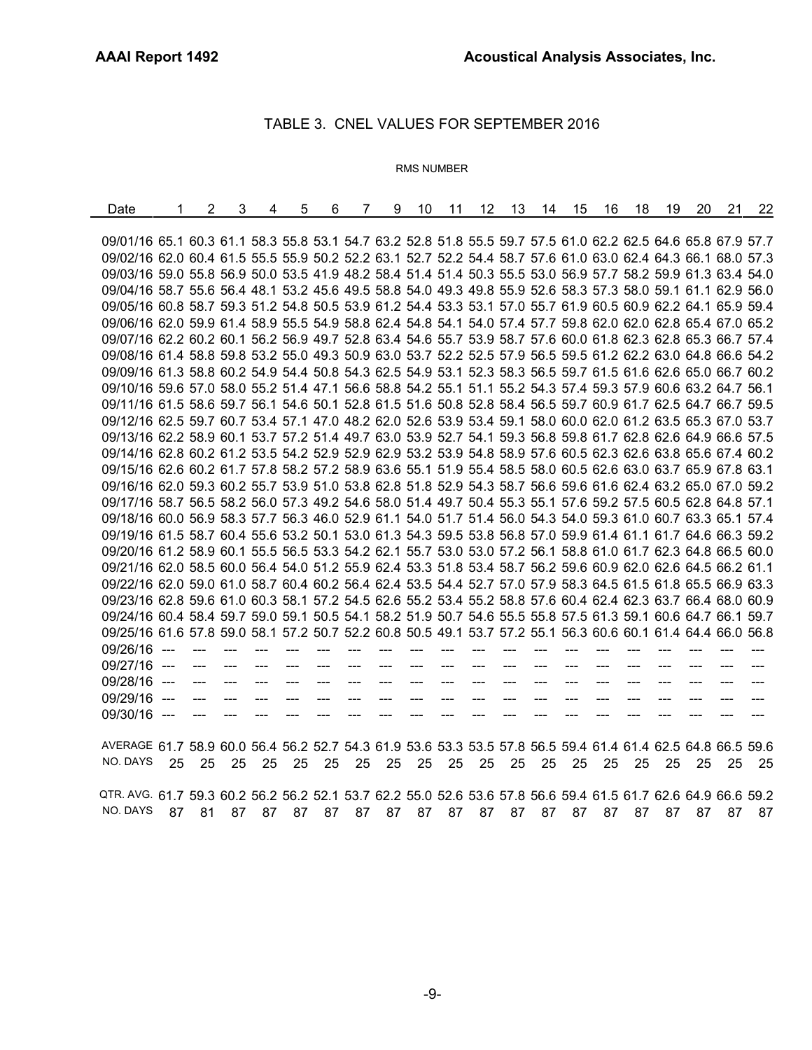## TABLE 3. CNEL VALUES FOR SEPTEMBER 2016

RMS NUMBER

| Date | 1 | 2 | 3 | 4 | 5 | 6 | 7 | 9 | 10 | 11 | 12 | 13 | 14 | 15 | 16 | 18 | 19 | 20 | 21 | 22 |
|---|---|---|---|---|---|---|---|---|---|---|---|---|---|---|---|---|---|---|---|---|
| 09/01/16 | 65.1 | 60.3 | 61.1 | 58.3 | 55.8 | 53.1 | 54.7 | 63.2 | 52.8 | 51.8 | 55.5 | 59.7 | 57.5 | 61.0 | 62.2 | 62.5 | 64.6 | 65.8 | 67.9 | 57.7 |
| 09/02/16 | 62.0 | 60.4 | 61.5 | 55.5 | 55.9 | 50.2 | 52.2 | 63.1 | 52.7 | 52.2 | 54.4 | 58.7 | 57.6 | 61.0 | 63.0 | 62.4 | 64.3 | 66.1 | 68.0 | 57.3 |
| 09/03/16 | 59.0 | 55.8 | 56.9 | 50.0 | 53.5 | 41.9 | 48.2 | 58.4 | 51.4 | 51.4 | 50.3 | 55.5 | 53.0 | 56.9 | 57.7 | 58.2 | 59.9 | 61.3 | 63.4 | 54.0 |
| 09/04/16 | 58.7 | 55.6 | 56.4 | 48.1 | 53.2 | 45.6 | 49.5 | 58.8 | 54.0 | 49.3 | 49.8 | 55.9 | 52.6 | 58.3 | 57.3 | 58.0 | 59.1 | 61.1 | 62.9 | 56.0 |
| 09/05/16 | 60.8 | 58.7 | 59.3 | 51.2 | 54.8 | 50.5 | 53.9 | 61.2 | 54.4 | 53.3 | 53.1 | 57.0 | 55.7 | 61.9 | 60.5 | 60.9 | 62.2 | 64.1 | 65.9 | 59.4 |
| 09/06/16 | 62.0 | 59.9 | 61.4 | 58.9 | 55.5 | 54.9 | 58.8 | 62.4 | 54.8 | 54.1 | 54.0 | 57.4 | 57.7 | 59.8 | 62.0 | 62.0 | 62.8 | 65.4 | 67.0 | 65.2 |
| 09/07/16 | 62.2 | 60.2 | 60.1 | 56.2 | 56.9 | 49.7 | 52.8 | 63.4 | 54.6 | 55.7 | 53.9 | 58.7 | 57.6 | 60.0 | 61.8 | 62.3 | 62.8 | 65.3 | 66.7 | 57.4 |
| 09/08/16 | 61.4 | 58.8 | 59.8 | 53.2 | 55.0 | 49.3 | 50.9 | 63.0 | 53.7 | 52.2 | 52.5 | 57.9 | 56.5 | 59.5 | 61.2 | 62.2 | 63.0 | 64.8 | 66.6 | 54.2 |
| 09/09/16 | 61.3 | 58.8 | 60.2 | 54.9 | 54.4 | 50.8 | 54.3 | 62.5 | 54.9 | 53.1 | 52.3 | 58.3 | 56.5 | 59.7 | 61.5 | 61.6 | 62.6 | 65.0 | 66.7 | 60.2 |
| 09/10/16 | 59.6 | 57.0 | 58.0 | 55.2 | 51.4 | 47.1 | 56.6 | 58.8 | 54.2 | 55.1 | 51.1 | 55.2 | 54.3 | 57.4 | 59.3 | 57.9 | 60.6 | 63.2 | 64.7 | 56.1 |
| 09/11/16 | 61.5 | 58.6 | 59.7 | 56.1 | 54.6 | 50.1 | 52.8 | 61.5 | 51.6 | 50.8 | 52.8 | 58.4 | 56.5 | 59.7 | 60.9 | 61.7 | 62.5 | 64.7 | 66.7 | 59.5 |
| 09/12/16 | 62.5 | 59.7 | 60.7 | 53.4 | 57.1 | 47.0 | 48.2 | 62.0 | 52.6 | 53.9 | 53.4 | 59.1 | 58.0 | 60.0 | 62.0 | 61.2 | 63.5 | 65.3 | 67.0 | 53.7 |
| 09/13/16 | 62.2 | 58.9 | 60.1 | 53.7 | 57.2 | 51.4 | 49.7 | 63.0 | 53.9 | 52.7 | 54.1 | 59.3 | 56.8 | 59.8 | 61.7 | 62.8 | 62.6 | 64.9 | 66.6 | 57.5 |
| 09/14/16 | 62.8 | 60.2 | 61.2 | 53.5 | 54.2 | 52.9 | 52.9 | 62.9 | 53.2 | 53.9 | 54.8 | 58.9 | 57.6 | 60.5 | 62.3 | 62.6 | 63.8 | 65.6 | 67.4 | 60.2 |
| 09/15/16 | 62.6 | 60.2 | 61.7 | 57.8 | 58.2 | 57.2 | 58.9 | 63.6 | 55.1 | 51.9 | 55.4 | 58.5 | 58.0 | 60.5 | 62.6 | 63.0 | 63.7 | 65.9 | 67.8 | 63.1 |
| 09/16/16 | 62.0 | 59.3 | 60.2 | 55.7 | 53.9 | 51.0 | 53.8 | 62.8 | 51.8 | 52.9 | 54.3 | 58.7 | 56.6 | 59.6 | 61.6 | 62.4 | 63.2 | 65.0 | 67.0 | 59.2 |
| 09/17/16 | 58.7 | 56.5 | 58.2 | 56.0 | 57.3 | 49.2 | 54.6 | 58.0 | 51.4 | 49.7 | 50.4 | 55.3 | 55.1 | 57.6 | 59.2 | 57.5 | 60.5 | 62.8 | 64.8 | 57.1 |
| 09/18/16 | 60.0 | 56.9 | 58.3 | 57.7 | 56.3 | 46.0 | 52.9 | 61.1 | 54.0 | 51.7 | 51.4 | 56.0 | 54.3 | 54.0 | 59.3 | 61.0 | 60.7 | 63.3 | 65.1 | 57.4 |
| 09/19/16 | 61.5 | 58.7 | 60.4 | 55.6 | 53.2 | 50.1 | 53.0 | 61.3 | 54.3 | 59.5 | 53.8 | 56.8 | 57.0 | 59.9 | 61.4 | 61.1 | 61.7 | 64.6 | 66.3 | 59.2 |
| 09/20/16 | 61.2 | 58.9 | 60.1 | 55.5 | 56.5 | 53.3 | 54.2 | 62.1 | 55.7 | 53.0 | 53.0 | 57.2 | 56.1 | 58.8 | 61.0 | 61.7 | 62.3 | 64.8 | 66.5 | 60.0 |
| 09/21/16 | 62.0 | 58.5 | 60.0 | 56.4 | 54.0 | 51.2 | 55.9 | 62.4 | 53.3 | 51.8 | 53.4 | 58.7 | 56.2 | 59.6 | 60.9 | 62.0 | 62.6 | 64.5 | 66.2 | 61.1 |
| 09/22/16 | 62.0 | 59.0 | 61.0 | 58.7 | 60.4 | 60.2 | 56.4 | 62.4 | 53.5 | 54.4 | 52.7 | 57.0 | 57.9 | 58.3 | 64.5 | 61.5 | 61.8 | 65.5 | 66.9 | 63.3 |
| 09/23/16 | 62.8 | 59.6 | 61.0 | 60.3 | 58.1 | 57.2 | 54.5 | 62.6 | 55.2 | 53.4 | 55.2 | 58.8 | 57.6 | 60.4 | 62.4 | 62.3 | 63.7 | 66.4 | 68.0 | 60.9 |
| 09/24/16 | 60.4 | 58.4 | 59.7 | 59.0 | 59.1 | 50.5 | 54.1 | 58.2 | 51.9 | 50.7 | 54.6 | 55.5 | 55.8 | 57.5 | 61.3 | 59.1 | 60.6 | 64.7 | 66.1 | 59.7 |
| 09/25/16 | 61.6 | 57.8 | 59.0 | 58.1 | 57.2 | 50.7 | 52.2 | 60.8 | 50.5 | 49.1 | 53.7 | 57.2 | 55.1 | 56.3 | 60.6 | 60.1 | 61.4 | 64.4 | 66.0 | 56.8 |
| 09/26/16 | --- | --- | --- | --- | --- | --- | --- | --- | --- | --- | --- | --- | --- | --- | --- | --- | --- | --- | --- | --- |
| 09/27/16 | --- | --- | --- | --- | --- | --- | --- | --- | --- | --- | --- | --- | --- | --- | --- | --- | --- | --- | --- | --- |
| 09/28/16 | --- | --- | --- | --- | --- | --- | --- | --- | --- | --- | --- | --- | --- | --- | --- | --- | --- | --- | --- | --- |
| 09/29/16 | --- | --- | --- | --- | --- | --- | --- | --- | --- | --- | --- | --- | --- | --- | --- | --- | --- | --- | --- | --- |
| 09/30/16 | --- | --- | --- | --- | --- | --- | --- | --- | --- | --- | --- | --- | --- | --- | --- | --- | --- | --- | --- | --- |
| AVERAGE | 61.7 | 58.9 | 60.0 | 56.4 | 56.2 | 52.7 | 54.3 | 61.9 | 53.6 | 53.3 | 53.5 | 57.8 | 56.5 | 59.4 | 61.4 | 61.4 | 62.5 | 64.8 | 66.5 | 59.6 |
| NO. DAYS | 25 | 25 | 25 | 25 | 25 | 25 | 25 | 25 | 25 | 25 | 25 | 25 | 25 | 25 | 25 | 25 | 25 | 25 | 25 | 25 |
| QTR. AVG. | 61.7 | 59.3 | 60.2 | 56.2 | 56.2 | 52.1 | 53.7 | 62.2 | 55.0 | 52.6 | 53.6 | 57.8 | 56.6 | 59.4 | 61.5 | 61.7 | 62.6 | 64.9 | 66.6 | 59.2 |
| NO. DAYS | 87 | 81 | 87 | 87 | 87 | 87 | 87 | 87 | 87 | 87 | 87 | 87 | 87 | 87 | 87 | 87 | 87 | 87 | 87 | 87 |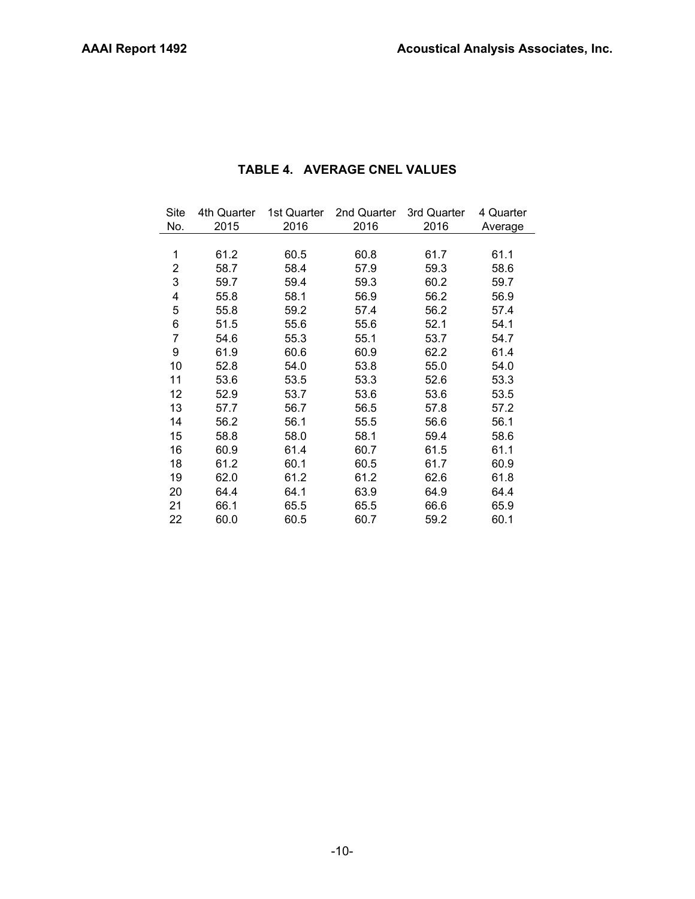## TABLE 4. AVERAGE CNEL VALUES

| Site No. | 4th Quarter 2015 | 1st Quarter 2016 | 2nd Quarter 2016 | 3rd Quarter 2016 | 4 Quarter Average |
|---|---|---|---|---|---|
| 1 | 61.2 | 60.5 | 60.8 | 61.7 | 61.1 |
| 2 | 58.7 | 58.4 | 57.9 | 59.3 | 58.6 |
| 3 | 59.7 | 59.4 | 59.3 | 60.2 | 59.7 |
| 4 | 55.8 | 58.1 | 56.9 | 56.2 | 56.9 |
| 5 | 55.8 | 59.2 | 57.4 | 56.2 | 57.4 |
| 6 | 51.5 | 55.6 | 55.6 | 52.1 | 54.1 |
| 7 | 54.6 | 55.3 | 55.1 | 53.7 | 54.7 |
| 9 | 61.9 | 60.6 | 60.9 | 62.2 | 61.4 |
| 10 | 52.8 | 54.0 | 53.8 | 55.0 | 54.0 |
| 11 | 53.6 | 53.5 | 53.3 | 52.6 | 53.3 |
| 12 | 52.9 | 53.7 | 53.6 | 53.6 | 53.5 |
| 13 | 57.7 | 56.7 | 56.5 | 57.8 | 57.2 |
| 14 | 56.2 | 56.1 | 55.5 | 56.6 | 56.1 |
| 15 | 58.8 | 58.0 | 58.1 | 59.4 | 58.6 |
| 16 | 60.9 | 61.4 | 60.7 | 61.5 | 61.1 |
| 18 | 61.2 | 60.1 | 60.5 | 61.7 | 60.9 |
| 19 | 62.0 | 61.2 | 61.2 | 62.6 | 61.8 |
| 20 | 64.4 | 64.1 | 63.9 | 64.9 | 64.4 |
| 21 | 66.1 | 65.5 | 65.5 | 66.6 | 65.9 |
| 22 | 60.0 | 60.5 | 60.7 | 59.2 | 60.1 |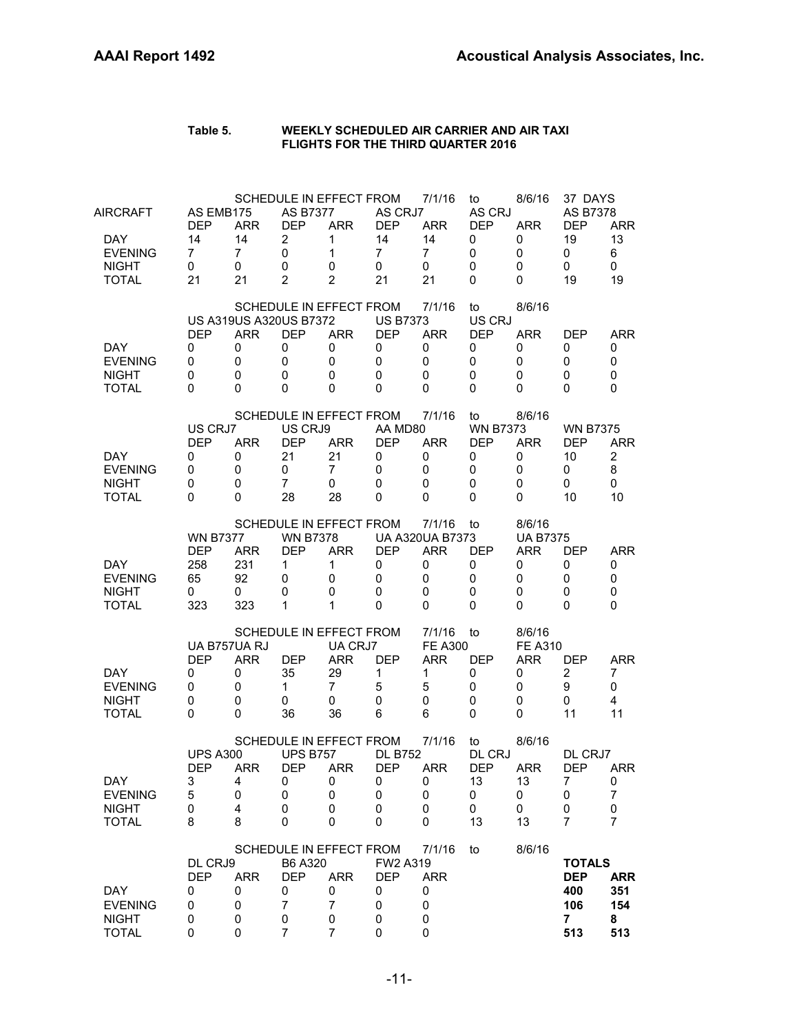**Table 5. WEEKLY SCHEDULED AIR CARRIER AND AIR TAXI FLIGHTS FOR THE THIRD QUARTER 2016**

SCHEDULE IN EFFECT FROM 7/1/16 to 8/6/16 37 DAYS

| AIRCRAFT | AS EMB175 | | AS B7377 | | AS CRJ7 | | AS CRJ | | AS B7378 | |
|---|---|---|---|---|---|---|---|---|---|---|
| | DEP | ARR | DEP | ARR | DEP | ARR | DEP | ARR | DEP | ARR |
| DAY | 14 | 14 | 2 | 1 | 14 | 14 | 0 | 0 | 19 | 13 |
| EVENING | 7 | 7 | 0 | 1 | 7 | 7 | 0 | 0 | 0 | 6 |
| NIGHT | 0 | 0 | 0 | 0 | 0 | 0 | 0 | 0 | 0 | 0 |
| TOTAL | 21 | 21 | 2 | 2 | 21 | 21 | 0 | 0 | 19 | 19 |

SCHEDULE IN EFFECT FROM 7/1/16 to 8/6/16

| | US A319 | US A320 | US B7372 | | US B7373 | | US CRJ | | | |
|---|---|---|---|---|---|---|---|---|---|---|
| | DEP | ARR | DEP | ARR | DEP | ARR | DEP | ARR | DEP | ARR |
| DAY | 0 | 0 | 0 | 0 | 0 | 0 | 0 | 0 | 0 | 0 |
| EVENING | 0 | 0 | 0 | 0 | 0 | 0 | 0 | 0 | 0 | 0 |
| NIGHT | 0 | 0 | 0 | 0 | 0 | 0 | 0 | 0 | 0 | 0 |
| TOTAL | 0 | 0 | 0 | 0 | 0 | 0 | 0 | 0 | 0 | 0 |

SCHEDULE IN EFFECT FROM 7/1/16 to 8/6/16

| | US CRJ7 | | US CRJ9 | | AA MD80 | | WN B7373 | | WN B7375 | |
|---|---|---|---|---|---|---|---|---|---|---|
| | DEP | ARR | DEP | ARR | DEP | ARR | DEP | ARR | DEP | ARR |
| DAY | 0 | 0 | 21 | 21 | 0 | 0 | 0 | 0 | 10 | 2 |
| EVENING | 0 | 0 | 0 | 7 | 0 | 0 | 0 | 0 | 0 | 8 |
| NIGHT | 0 | 0 | 7 | 0 | 0 | 0 | 0 | 0 | 0 | 0 |
| TOTAL | 0 | 0 | 28 | 28 | 0 | 0 | 0 | 0 | 10 | 10 |

SCHEDULE IN EFFECT FROM 7/1/16 to 8/6/16

| | WN B7377 | | WN B7378 | | UA A320 | UA B7373 | | UA B7375 | | |
|---|---|---|---|---|---|---|---|---|---|---|
| | DEP | ARR | DEP | ARR | DEP | ARR | DEP | ARR | DEP | ARR |
| DAY | 258 | 231 | 1 | 1 | 0 | 0 | 0 | 0 | 0 | 0 |
| EVENING | 65 | 92 | 0 | 0 | 0 | 0 | 0 | 0 | 0 | 0 |
| NIGHT | 0 | 0 | 0 | 0 | 0 | 0 | 0 | 0 | 0 | 0 |
| TOTAL | 323 | 323 | 1 | 1 | 0 | 0 | 0 | 0 | 0 | 0 |

SCHEDULE IN EFFECT FROM 7/1/16 to 8/6/16

| | UA B757 | UA RJ | | UA CRJ7 | | FE A300 | | FE A310 | | |
|---|---|---|---|---|---|---|---|---|---|---|
| | DEP | ARR | DEP | ARR | DEP | ARR | DEP | ARR | DEP | ARR |
| DAY | 0 | 0 | 35 | 29 | 1 | 1 | 0 | 0 | 2 | 7 |
| EVENING | 0 | 0 | 1 | 7 | 5 | 5 | 0 | 0 | 9 | 0 |
| NIGHT | 0 | 0 | 0 | 0 | 0 | 0 | 0 | 0 | 0 | 4 |
| TOTAL | 0 | 0 | 36 | 36 | 6 | 6 | 0 | 0 | 11 | 11 |

SCHEDULE IN EFFECT FROM 7/1/16 to 8/6/16

| | UPS A300 | | UPS B757 | | DL B752 | | DL CRJ | | DL CRJ7 | |
|---|---|---|---|---|---|---|---|---|---|---|
| | DEP | ARR | DEP | ARR | DEP | ARR | DEP | ARR | DEP | ARR |
| DAY | 3 | 4 | 0 | 0 | 0 | 0 | 13 | 13 | 7 | 0 |
| EVENING | 5 | 0 | 0 | 0 | 0 | 0 | 0 | 0 | 0 | 7 |
| NIGHT | 0 | 4 | 0 | 0 | 0 | 0 | 0 | 0 | 0 | 0 |
| TOTAL | 8 | 8 | 0 | 0 | 0 | 0 | 13 | 13 | 7 | 7 |

SCHEDULE IN EFFECT FROM 7/1/16 to 8/6/16

| | DL CRJ9 | | B6 A320 | | FW2 A319 | | | | **TOTALS** | |
|---|---|---|---|---|---|---|---|---|---|---|
| | DEP | ARR | DEP | ARR | DEP | ARR | | | **DEP** | **ARR** |
| DAY | 0 | 0 | 0 | 0 | 0 | 0 | | | **400** | **351** |
| EVENING | 0 | 0 | 7 | 7 | 0 | 0 | | | **106** | **154** |
| NIGHT | 0 | 0 | 0 | 0 | 0 | 0 | | | **7** | **8** |
| TOTAL | 0 | 0 | 7 | 7 | 0 | 0 | | | **513** | **513** |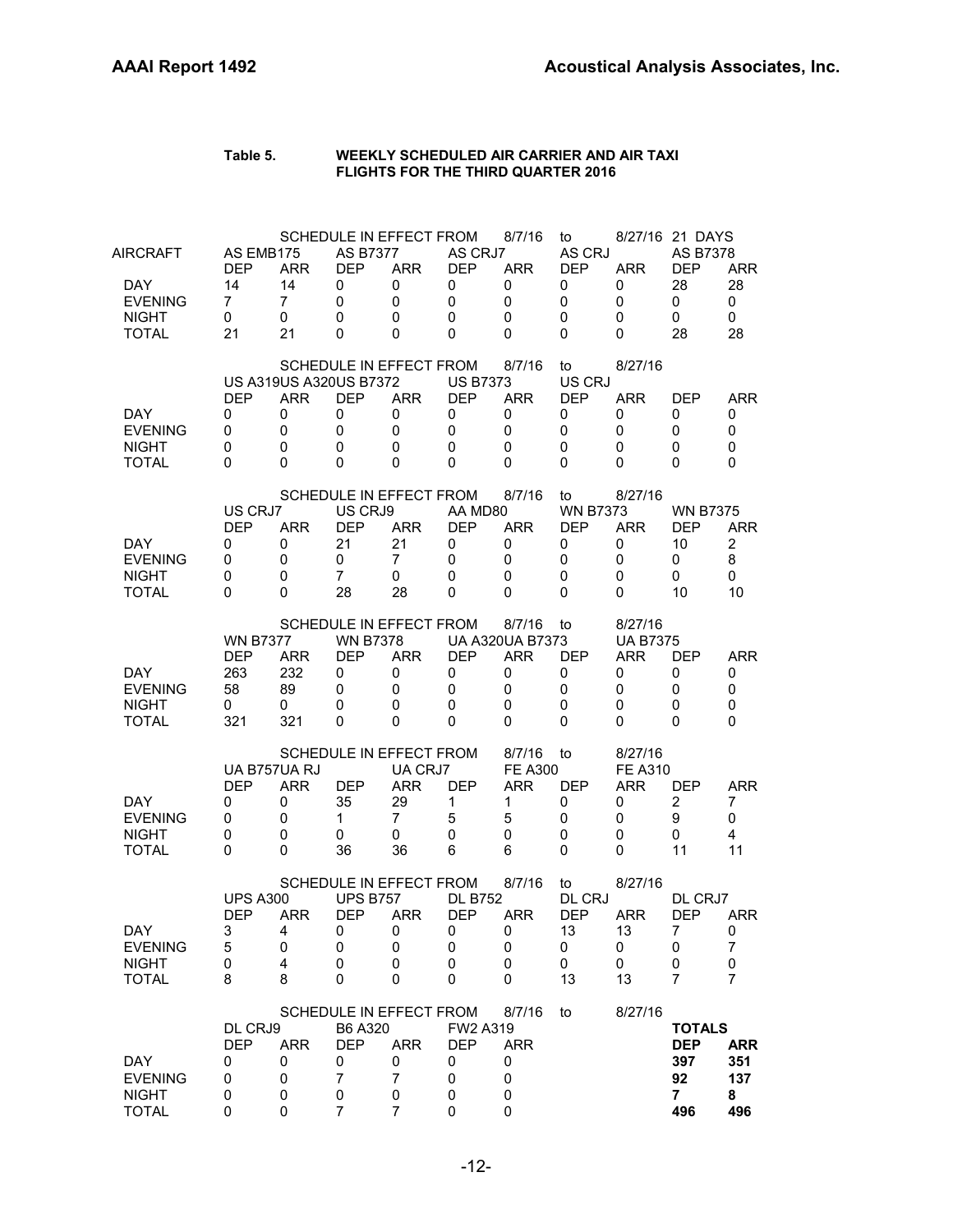**Table 5. WEEKLY SCHEDULED AIR CARRIER AND AIR TAXI FLIGHTS FOR THE THIRD QUARTER 2016**

SCHEDULE IN EFFECT FROM 8/7/16 to 8/27/16 21 DAYS

| AIRCRAFT | AS EMB175 | | AS B7377 | | AS CRJ7 | | AS CRJ | | AS B7378 | |
|---|---|---|---|---|---|---|---|---|---|---|
| | DEP | ARR | DEP | ARR | DEP | ARR | DEP | ARR | DEP | ARR |
| DAY | 14 | 14 | 0 | 0 | 0 | 0 | 0 | 0 | 28 | 28 |
| EVENING | 7 | 7 | 0 | 0 | 0 | 0 | 0 | 0 | 0 | 0 |
| NIGHT | 0 | 0 | 0 | 0 | 0 | 0 | 0 | 0 | 0 | 0 |
| TOTAL | 21 | 21 | 0 | 0 | 0 | 0 | 0 | 0 | 28 | 28 |

SCHEDULE IN EFFECT FROM 8/7/16 to 8/27/16

| | US A319 | US A320 | US B7372 | | US B7373 | | US CRJ | | | |
|---|---|---|---|---|---|---|---|---|---|---|
| | DEP | ARR | DEP | ARR | DEP | ARR | DEP | ARR | DEP | ARR |
| DAY | 0 | 0 | 0 | 0 | 0 | 0 | 0 | 0 | 0 | 0 |
| EVENING | 0 | 0 | 0 | 0 | 0 | 0 | 0 | 0 | 0 | 0 |
| NIGHT | 0 | 0 | 0 | 0 | 0 | 0 | 0 | 0 | 0 | 0 |
| TOTAL | 0 | 0 | 0 | 0 | 0 | 0 | 0 | 0 | 0 | 0 |

SCHEDULE IN EFFECT FROM 8/7/16 to 8/27/16

| | US CRJ7 | | US CRJ9 | | AA MD80 | | WN B7373 | | WN B7375 | |
|---|---|---|---|---|---|---|---|---|---|---|
| | DEP | ARR | DEP | ARR | DEP | ARR | DEP | ARR | DEP | ARR |
| DAY | 0 | 0 | 21 | 21 | 0 | 0 | 0 | 0 | 10 | 2 |
| EVENING | 0 | 0 | 0 | 7 | 0 | 0 | 0 | 0 | 0 | 8 |
| NIGHT | 0 | 0 | 7 | 0 | 0 | 0 | 0 | 0 | 0 | 0 |
| TOTAL | 0 | 0 | 28 | 28 | 0 | 0 | 0 | 0 | 10 | 10 |

SCHEDULE IN EFFECT FROM 8/7/16 to 8/27/16

| | WN B7377 | | WN B7378 | | UA A320 | UA B7373 | | UA B7375 | | |
|---|---|---|---|---|---|---|---|---|---|---|
| | DEP | ARR | DEP | ARR | DEP | ARR | DEP | ARR | DEP | ARR |
| DAY | 263 | 232 | 0 | 0 | 0 | 0 | 0 | 0 | 0 | 0 |
| EVENING | 58 | 89 | 0 | 0 | 0 | 0 | 0 | 0 | 0 | 0 |
| NIGHT | 0 | 0 | 0 | 0 | 0 | 0 | 0 | 0 | 0 | 0 |
| TOTAL | 321 | 321 | 0 | 0 | 0 | 0 | 0 | 0 | 0 | 0 |

SCHEDULE IN EFFECT FROM 8/7/16 to 8/27/16

| | UA B757 | UA RJ | | UA CRJ7 | | FE A300 | | FE A310 | | |
|---|---|---|---|---|---|---|---|---|---|---|
| | DEP | ARR | DEP | ARR | DEP | ARR | DEP | ARR | DEP | ARR |
| DAY | 0 | 0 | 35 | 29 | 1 | 1 | 0 | 0 | 2 | 7 |
| EVENING | 0 | 0 | 1 | 7 | 5 | 5 | 0 | 0 | 9 | 0 |
| NIGHT | 0 | 0 | 0 | 0 | 0 | 0 | 0 | 0 | 0 | 4 |
| TOTAL | 0 | 0 | 36 | 36 | 6 | 6 | 0 | 0 | 11 | 11 |

SCHEDULE IN EFFECT FROM 8/7/16 to 8/27/16

| | UPS A300 | | UPS B757 | | DL B752 | | DL CRJ | | DL CRJ7 | |
|---|---|---|---|---|---|---|---|---|---|---|
| | DEP | ARR | DEP | ARR | DEP | ARR | DEP | ARR | DEP | ARR |
| DAY | 3 | 4 | 0 | 0 | 0 | 0 | 13 | 13 | 7 | 0 |
| EVENING | 5 | 0 | 0 | 0 | 0 | 0 | 0 | 0 | 0 | 7 |
| NIGHT | 0 | 4 | 0 | 0 | 0 | 0 | 0 | 0 | 0 | 0 |
| TOTAL | 8 | 8 | 0 | 0 | 0 | 0 | 13 | 13 | 7 | 7 |

SCHEDULE IN EFFECT FROM 8/7/16 to 8/27/16

| | DL CRJ9 | | B6 A320 | | FW2 A319 | | | | **TOTALS** | |
|---|---|---|---|---|---|---|---|---|---|---|
| | DEP | ARR | DEP | ARR | DEP | ARR | | | **DEP** | **ARR** |
| DAY | 0 | 0 | 0 | 0 | 0 | 0 | | | **397** | **351** |
| EVENING | 0 | 0 | 7 | 7 | 0 | 0 | | | **92** | **137** |
| NIGHT | 0 | 0 | 0 | 0 | 0 | 0 | | | **7** | **8** |
| TOTAL | 0 | 0 | 7 | 7 | 0 | 0 | | | **496** | **496** |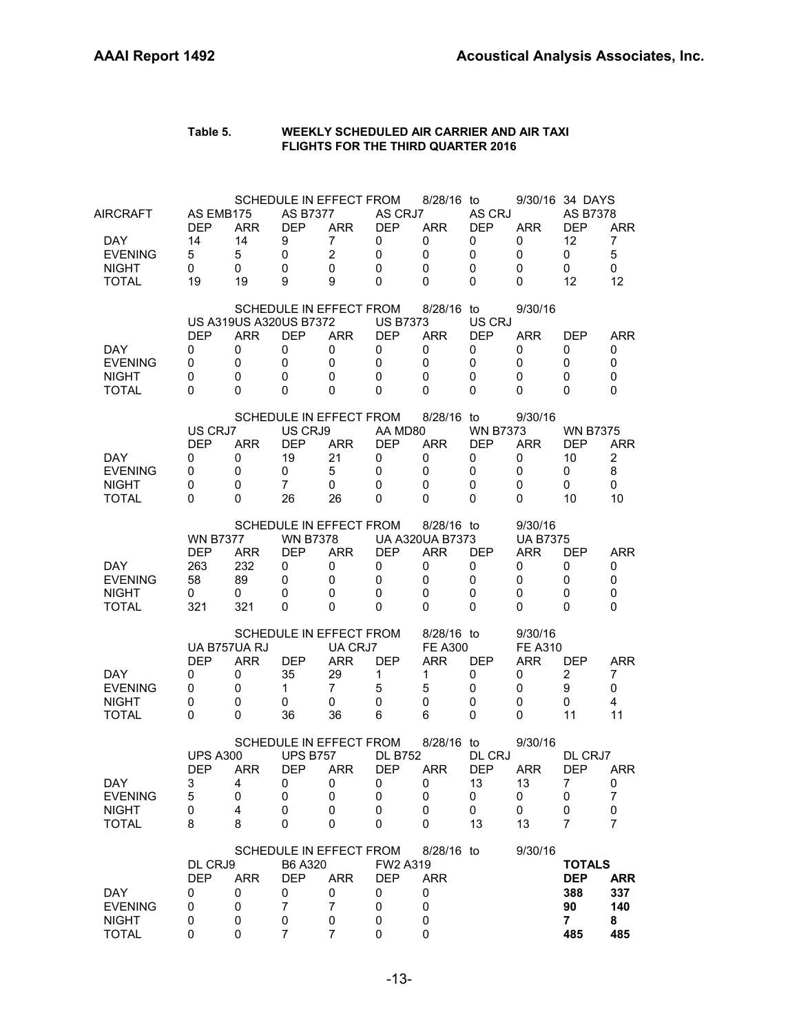**Table 5. WEEKLY SCHEDULED AIR CARRIER AND AIR TAXI FLIGHTS FOR THE THIRD QUARTER 2016**

SCHEDULE IN EFFECT FROM 8/28/16 to 9/30/16 34 DAYS

| AIRCRAFT | AS EMB175 | | AS B7377 | | AS CRJ7 | | AS CRJ | | AS B7378 | |
|---|---|---|---|---|---|---|---|---|---|---|
| | DEP | ARR | DEP | ARR | DEP | ARR | DEP | ARR | DEP | ARR |
| DAY | 14 | 14 | 9 | 7 | 0 | 0 | 0 | 0 | 12 | 7 |
| EVENING | 5 | 5 | 0 | 2 | 0 | 0 | 0 | 0 | 0 | 5 |
| NIGHT | 0 | 0 | 0 | 0 | 0 | 0 | 0 | 0 | 0 | 0 |
| TOTAL | 19 | 19 | 9 | 9 | 0 | 0 | 0 | 0 | 12 | 12 |

SCHEDULE IN EFFECT FROM 8/28/16 to 9/30/16

| | US A319 | US A320 | US B7372 | | US B7373 | | US CRJ | | | |
|---|---|---|---|---|---|---|---|---|---|---|
| | DEP | ARR | DEP | ARR | DEP | ARR | DEP | ARR | DEP | ARR |
| DAY | 0 | 0 | 0 | 0 | 0 | 0 | 0 | 0 | 0 | 0 |
| EVENING | 0 | 0 | 0 | 0 | 0 | 0 | 0 | 0 | 0 | 0 |
| NIGHT | 0 | 0 | 0 | 0 | 0 | 0 | 0 | 0 | 0 | 0 |
| TOTAL | 0 | 0 | 0 | 0 | 0 | 0 | 0 | 0 | 0 | 0 |

SCHEDULE IN EFFECT FROM 8/28/16 to 9/30/16

| | US CRJ7 | | US CRJ9 | | AA MD80 | | WN B7373 | | WN B7375 | |
|---|---|---|---|---|---|---|---|---|---|---|
| | DEP | ARR | DEP | ARR | DEP | ARR | DEP | ARR | DEP | ARR |
| DAY | 0 | 0 | 19 | 21 | 0 | 0 | 0 | 0 | 10 | 2 |
| EVENING | 0 | 0 | 0 | 5 | 0 | 0 | 0 | 0 | 0 | 8 |
| NIGHT | 0 | 0 | 7 | 0 | 0 | 0 | 0 | 0 | 0 | 0 |
| TOTAL | 0 | 0 | 26 | 26 | 0 | 0 | 0 | 0 | 10 | 10 |

SCHEDULE IN EFFECT FROM 8/28/16 to 9/30/16

| | WN B7377 | | WN B7378 | | UA A320 | UA B7373 | | UA B7375 | | |
|---|---|---|---|---|---|---|---|---|---|---|
| | DEP | ARR | DEP | ARR | DEP | ARR | DEP | ARR | DEP | ARR |
| DAY | 263 | 232 | 0 | 0 | 0 | 0 | 0 | 0 | 0 | 0 |
| EVENING | 58 | 89 | 0 | 0 | 0 | 0 | 0 | 0 | 0 | 0 |
| NIGHT | 0 | 0 | 0 | 0 | 0 | 0 | 0 | 0 | 0 | 0 |
| TOTAL | 321 | 321 | 0 | 0 | 0 | 0 | 0 | 0 | 0 | 0 |

SCHEDULE IN EFFECT FROM 8/28/16 to 9/30/16

| | UA B757 | UA RJ | | UA CRJ7 | | FE A300 | | FE A310 | | |
|---|---|---|---|---|---|---|---|---|---|---|
| | DEP | ARR | DEP | ARR | DEP | ARR | DEP | ARR | DEP | ARR |
| DAY | 0 | 0 | 35 | 29 | 1 | 1 | 0 | 0 | 2 | 7 |
| EVENING | 0 | 0 | 1 | 7 | 5 | 5 | 0 | 0 | 9 | 0 |
| NIGHT | 0 | 0 | 0 | 0 | 0 | 0 | 0 | 0 | 0 | 4 |
| TOTAL | 0 | 0 | 36 | 36 | 6 | 6 | 0 | 0 | 11 | 11 |

SCHEDULE IN EFFECT FROM 8/28/16 to 9/30/16

| | UPS A300 | | UPS B757 | | DL B752 | | DL CRJ | | DL CRJ7 | |
|---|---|---|---|---|---|---|---|---|---|---|
| | DEP | ARR | DEP | ARR | DEP | ARR | DEP | ARR | DEP | ARR |
| DAY | 3 | 4 | 0 | 0 | 0 | 0 | 13 | 13 | 7 | 0 |
| EVENING | 5 | 0 | 0 | 0 | 0 | 0 | 0 | 0 | 0 | 7 |
| NIGHT | 0 | 4 | 0 | 0 | 0 | 0 | 0 | 0 | 0 | 0 |
| TOTAL | 8 | 8 | 0 | 0 | 0 | 0 | 13 | 13 | 7 | 7 |

SCHEDULE IN EFFECT FROM 8/28/16 to 9/30/16

| | DL CRJ9 | | B6 A320 | | FW2 A319 | | | | **TOTALS** | |
|---|---|---|---|---|---|---|---|---|---|---|
| | DEP | ARR | DEP | ARR | DEP | ARR | | | **DEP** | **ARR** |
| DAY | 0 | 0 | 0 | 0 | 0 | 0 | | | **388** | **337** |
| EVENING | 0 | 0 | 7 | 7 | 0 | 0 | | | **90** | **140** |
| NIGHT | 0 | 0 | 0 | 0 | 0 | 0 | | | **7** | **8** |
| TOTAL | 0 | 0 | 7 | 7 | 0 | 0 | | | **485** | **485** |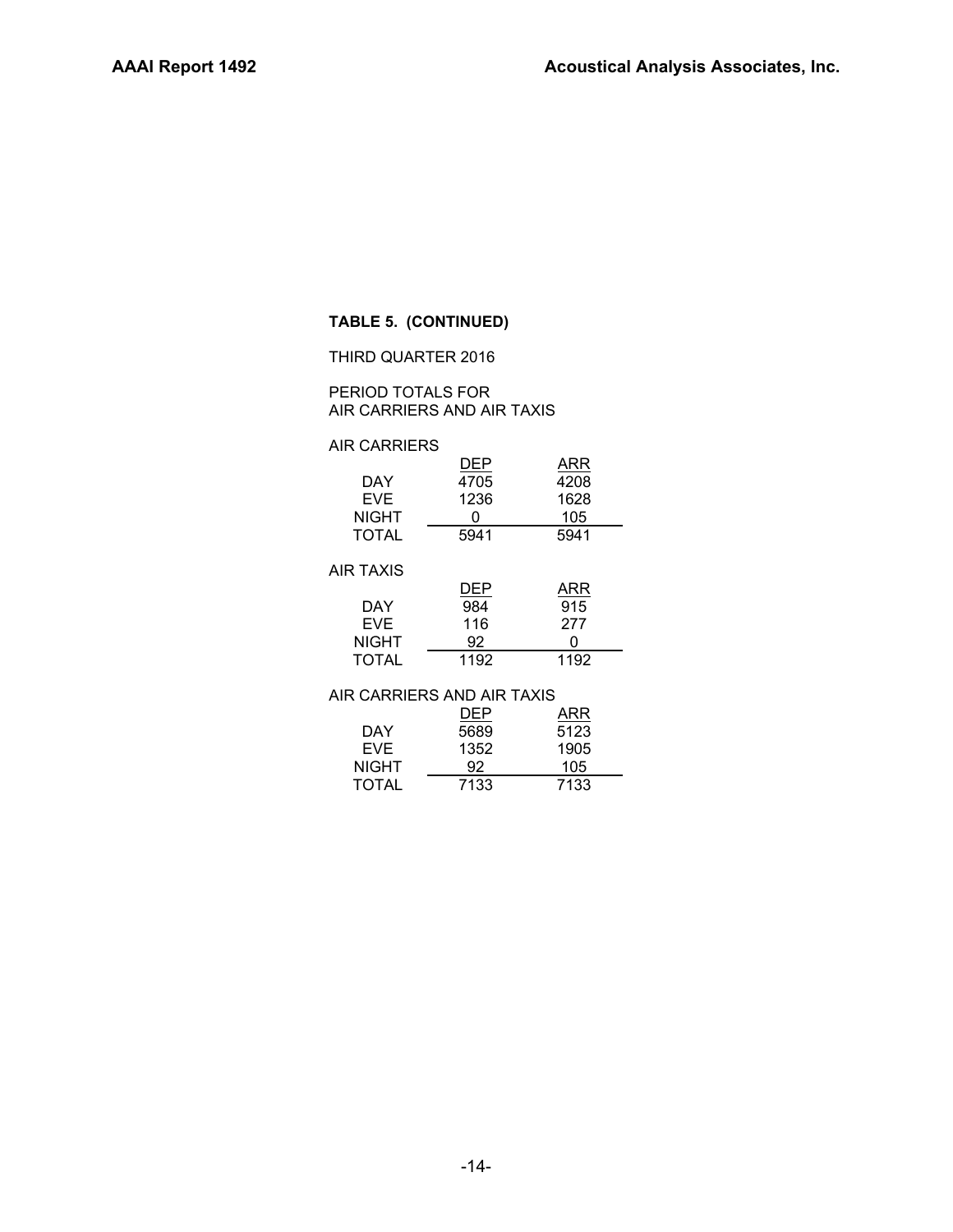**TABLE 5. (CONTINUED)**

THIRD QUARTER 2016

PERIOD TOTALS FOR
AIR CARRIERS AND AIR TAXIS

AIR CARRIERS

| | DEP | ARR |
|---|---|---|
| DAY | 4705 | 4208 |
| EVE | 1236 | 1628 |
| NIGHT | 0 | 105 |
| TOTAL | 5941 | 5941 |

AIR TAXIS

| | DEP | ARR |
|---|---|---|
| DAY | 984 | 915 |
| EVE | 116 | 277 |
| NIGHT | 92 | 0 |
| TOTAL | 1192 | 1192 |

AIR CARRIERS AND AIR TAXIS

| | DEP | ARR |
|---|---|---|
| DAY | 5689 | 5123 |
| EVE | 1352 | 1905 |
| NIGHT | 92 | 105 |
| TOTAL | 7133 | 7133 |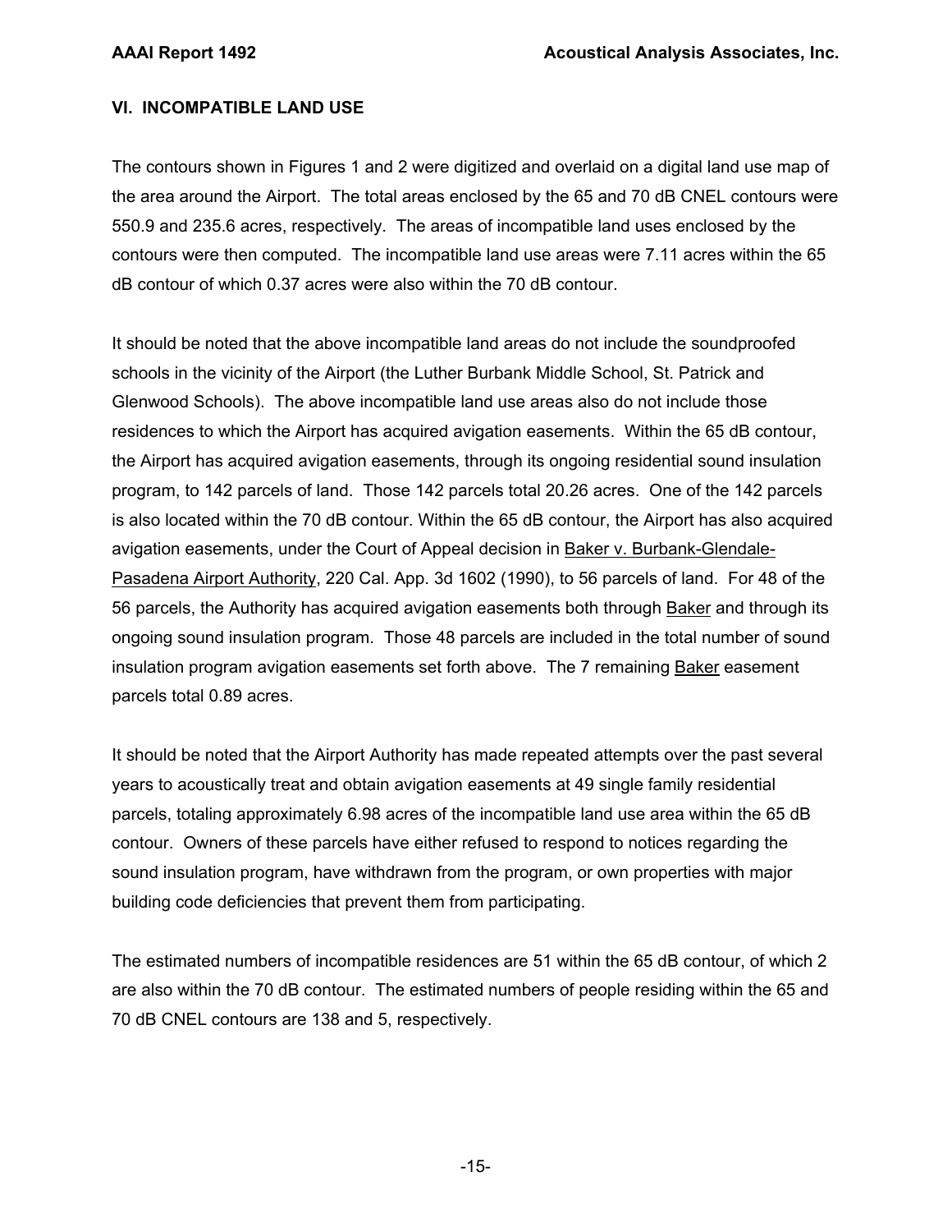## VI. INCOMPATIBLE LAND USE

The contours shown in Figures 1 and 2 were digitized and overlaid on a digital land use map of the area around the Airport. The total areas enclosed by the 65 and 70 dB CNEL contours were 550.9 and 235.6 acres, respectively. The areas of incompatible land uses enclosed by the contours were then computed. The incompatible land use areas were 7.11 acres within the 65 dB contour of which 0.37 acres were also within the 70 dB contour.

It should be noted that the above incompatible land areas do not include the soundproofed schools in the vicinity of the Airport (the Luther Burbank Middle School, St. Patrick and Glenwood Schools). The above incompatible land use areas also do not include those residences to which the Airport has acquired avigation easements. Within the 65 dB contour, the Airport has acquired avigation easements, through its ongoing residential sound insulation program, to 142 parcels of land. Those 142 parcels total 20.26 acres. One of the 142 parcels is also located within the 70 dB contour. Within the 65 dB contour, the Airport has also acquired avigation easements, under the Court of Appeal decision in Baker v. Burbank-Glendale-Pasadena Airport Authority, 220 Cal. App. 3d 1602 (1990), to 56 parcels of land. For 48 of the 56 parcels, the Authority has acquired avigation easements both through Baker and through its ongoing sound insulation program. Those 48 parcels are included in the total number of sound insulation program avigation easements set forth above. The 7 remaining Baker easement parcels total 0.89 acres.

It should be noted that the Airport Authority has made repeated attempts over the past several years to acoustically treat and obtain avigation easements at 49 single family residential parcels, totaling approximately 6.98 acres of the incompatible land use area within the 65 dB contour. Owners of these parcels have either refused to respond to notices regarding the sound insulation program, have withdrawn from the program, or own properties with major building code deficiencies that prevent them from participating.

The estimated numbers of incompatible residences are 51 within the 65 dB contour, of which 2 are also within the 70 dB contour. The estimated numbers of people residing within the 65 and 70 dB CNEL contours are 138 and 5, respectively.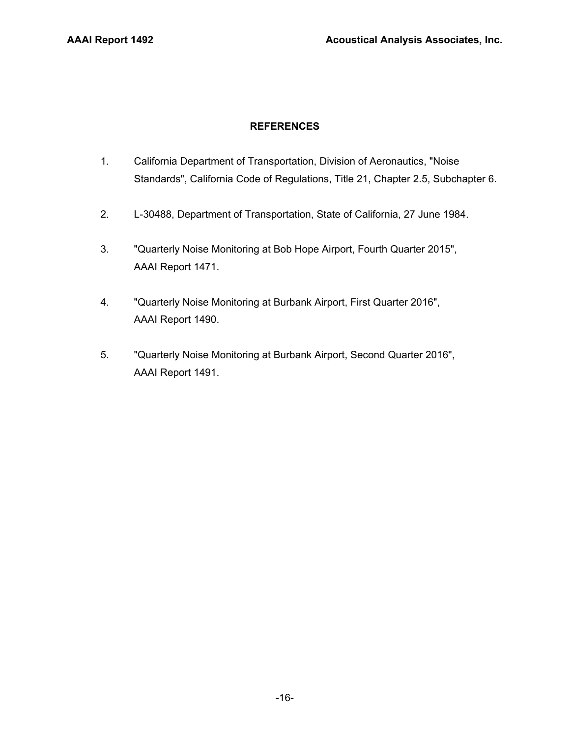## REFERENCES

1. California Department of Transportation, Division of Aeronautics, "Noise Standards", California Code of Regulations, Title 21, Chapter 2.5, Subchapter 6.

2. L-30488, Department of Transportation, State of California, 27 June 1984.

3. "Quarterly Noise Monitoring at Bob Hope Airport, Fourth Quarter 2015", AAAI Report 1471.

4. "Quarterly Noise Monitoring at Burbank Airport, First Quarter 2016", AAAI Report 1490.

5. "Quarterly Noise Monitoring at Burbank Airport, Second Quarter 2016", AAAI Report 1491.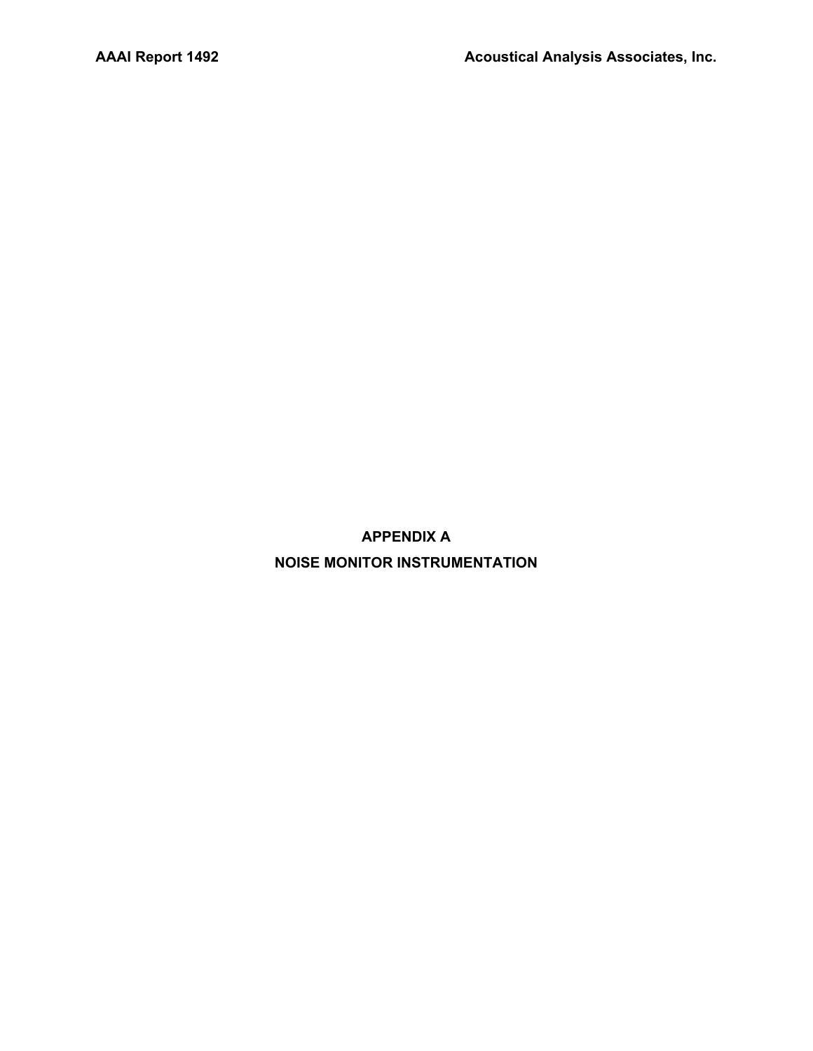# APPENDIX A
## NOISE MONITOR INSTRUMENTATION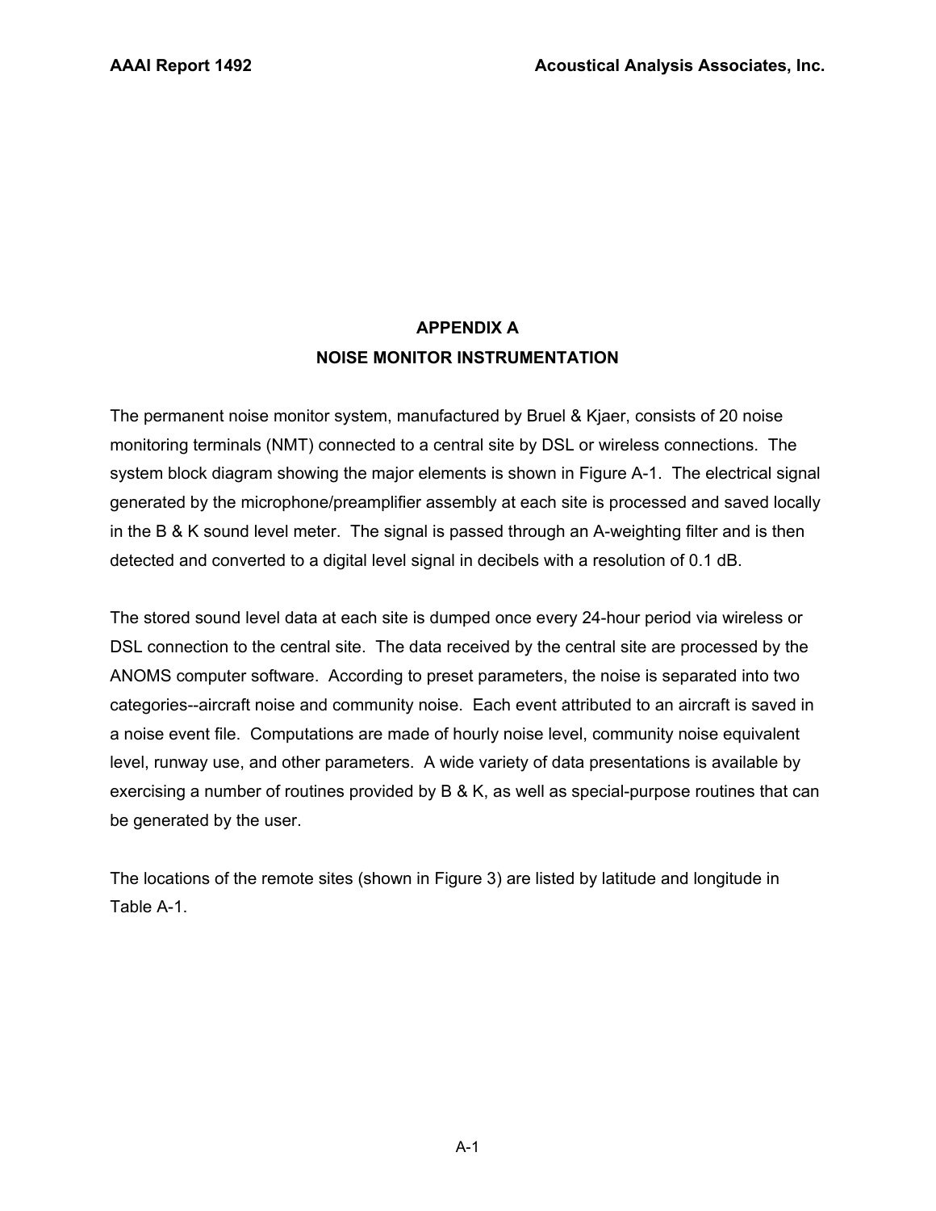# APPENDIX A
## NOISE MONITOR INSTRUMENTATION

The permanent noise monitor system, manufactured by Bruel & Kjaer, consists of 20 noise monitoring terminals (NMT) connected to a central site by DSL or wireless connections. The system block diagram showing the major elements is shown in Figure A-1. The electrical signal generated by the microphone/preamplifier assembly at each site is processed and saved locally in the B & K sound level meter. The signal is passed through an A-weighting filter and is then detected and converted to a digital level signal in decibels with a resolution of 0.1 dB.

The stored sound level data at each site is dumped once every 24-hour period via wireless or DSL connection to the central site. The data received by the central site are processed by the ANOMS computer software. According to preset parameters, the noise is separated into two categories--aircraft noise and community noise. Each event attributed to an aircraft is saved in a noise event file. Computations are made of hourly noise level, community noise equivalent level, runway use, and other parameters. A wide variety of data presentations is available by exercising a number of routines provided by B & K, as well as special-purpose routines that can be generated by the user.

The locations of the remote sites (shown in Figure 3) are listed by latitude and longitude in Table A-1.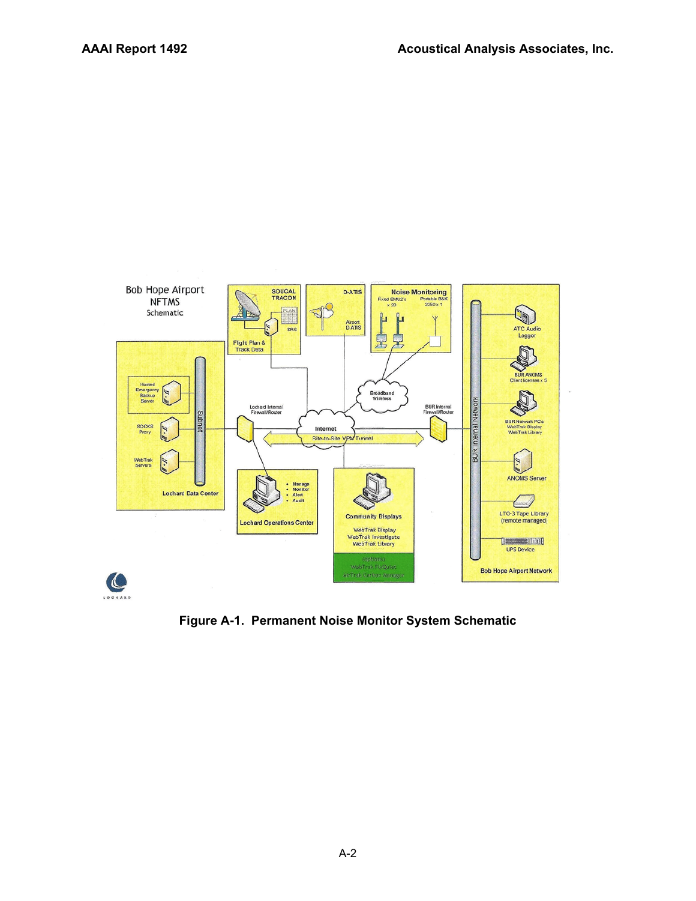Bob Hope Airport
NFTMS
Schematic

SOUCAL TRACON

PLAN

SRC

Flight Plan & Track Data

D-ATIS

Airport D-ATIS

Noise Monitoring

Fixed EMU2's x 20

Portable B&K 2250 x 1

Broadband Wireless

Hosted Emergency Backup Server

SOCKS Proxy

WebTrak Servers

Subnet

Lochard Data Center

Lochard Internal Firewall/Router

Internet

Site-to-Site VPN Tunnel

BUR Internal Firewall/Router

- Manage
- Monitor
- Alert
- Audit

Lochard Operations Center

Community Displays

WebTrak Display
WebTrak Investigate
WebTrak Library

(options)
WebTrak FlyQuiet
AirTrak Carbon Manager

BUR Internal Network

ATC Audio Logger

BUR ANOMS Client licenses x 5

BUR Network PC's
WebTrak Display
WebTrak Library

ANOMS Server

LTO-3 Tape Library (remote managed)

UPS Device

Bob Hope Airport Network

LOCHARD

**Figure A-1. Permanent Noise Monitor System Schematic**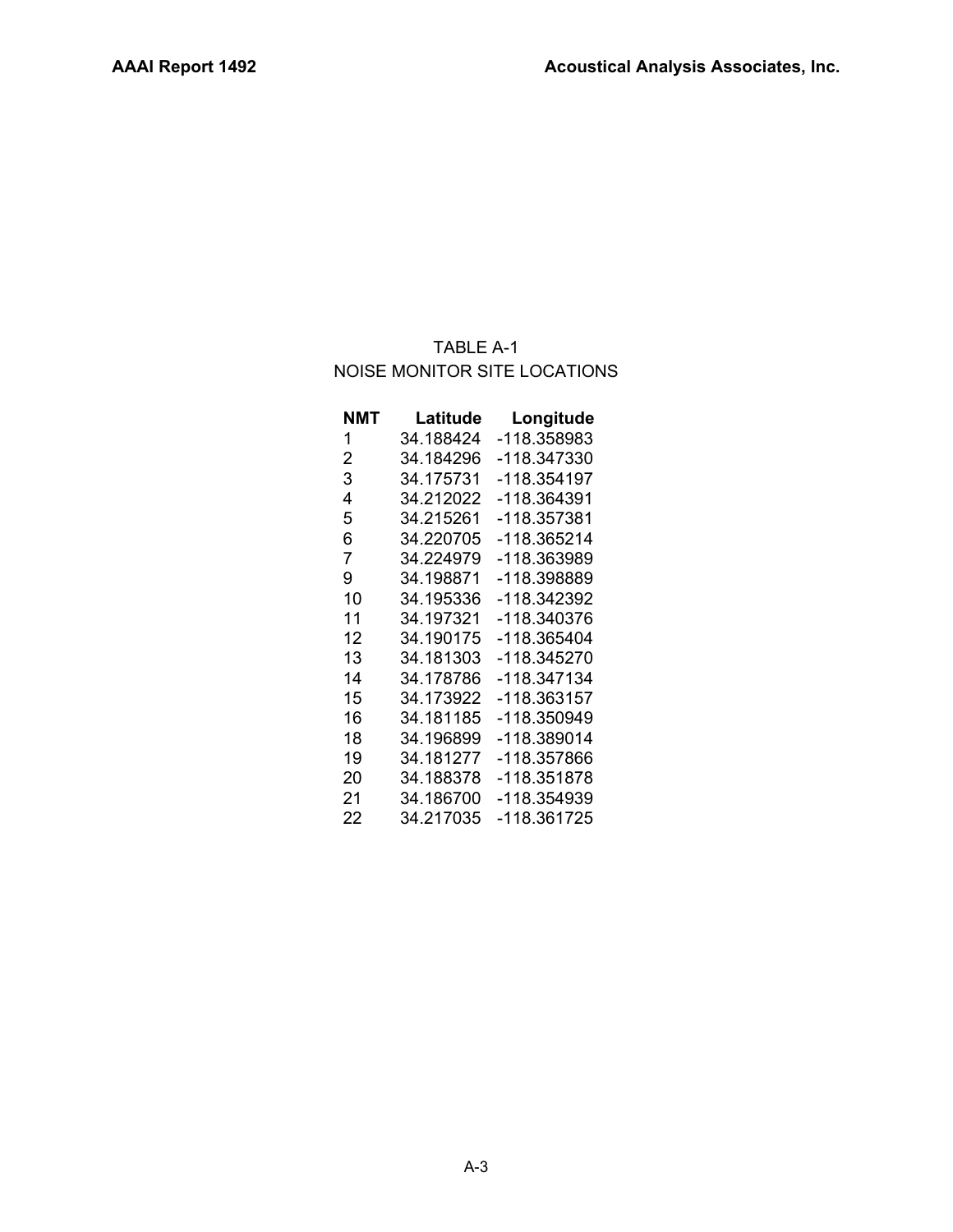TABLE A-1

NOISE MONITOR SITE LOCATIONS

| NMT | Latitude | Longitude |
|---|---|---|
| 1 | 34.188424 | -118.358983 |
| 2 | 34.184296 | -118.347330 |
| 3 | 34.175731 | -118.354197 |
| 4 | 34.212022 | -118.364391 |
| 5 | 34.215261 | -118.357381 |
| 6 | 34.220705 | -118.365214 |
| 7 | 34.224979 | -118.363989 |
| 9 | 34.198871 | -118.398889 |
| 10 | 34.195336 | -118.342392 |
| 11 | 34.197321 | -118.340376 |
| 12 | 34.190175 | -118.365404 |
| 13 | 34.181303 | -118.345270 |
| 14 | 34.178786 | -118.347134 |
| 15 | 34.173922 | -118.363157 |
| 16 | 34.181185 | -118.350949 |
| 18 | 34.196899 | -118.389014 |
| 19 | 34.181277 | -118.357866 |
| 20 | 34.188378 | -118.351878 |
| 21 | 34.186700 | -118.354939 |
| 22 | 34.217035 | -118.361725 |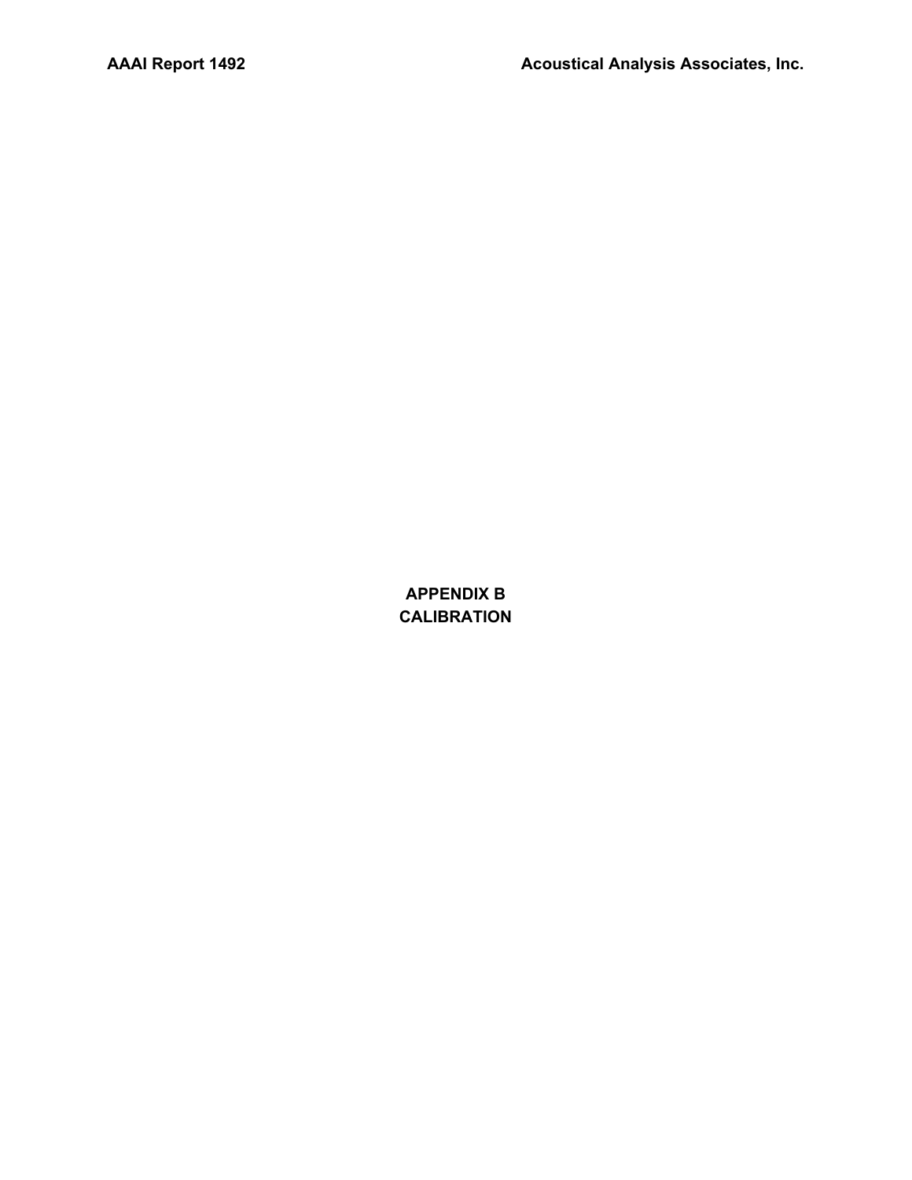# APPENDIX B
# CALIBRATION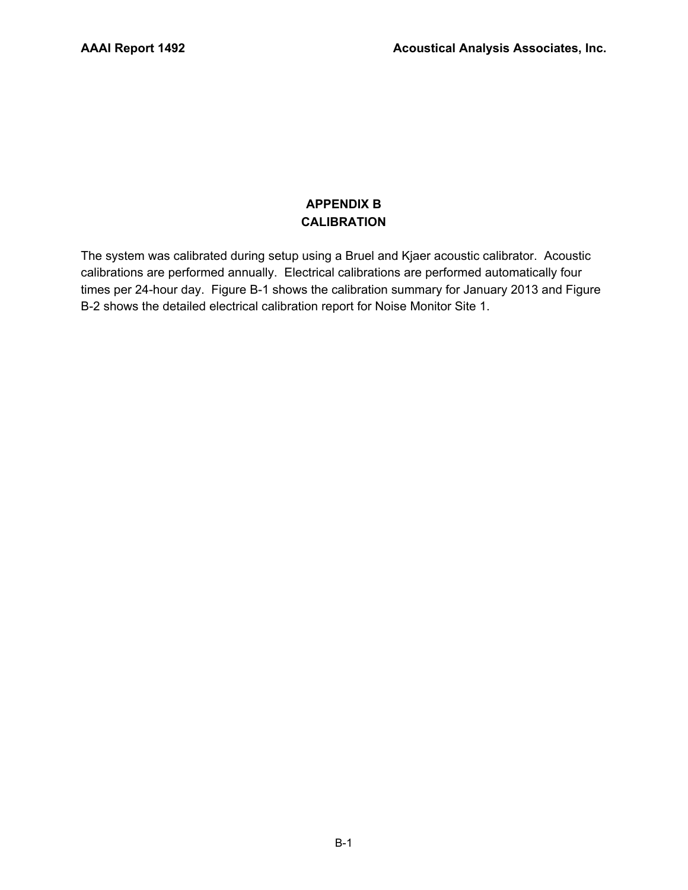# APPENDIX B
# CALIBRATION

The system was calibrated during setup using a Bruel and Kjaer acoustic calibrator. Acoustic calibrations are performed annually. Electrical calibrations are performed automatically four times per 24-hour day. Figure B-1 shows the calibration summary for January 2013 and Figure B-2 shows the detailed electrical calibration report for Noise Monitor Site 1.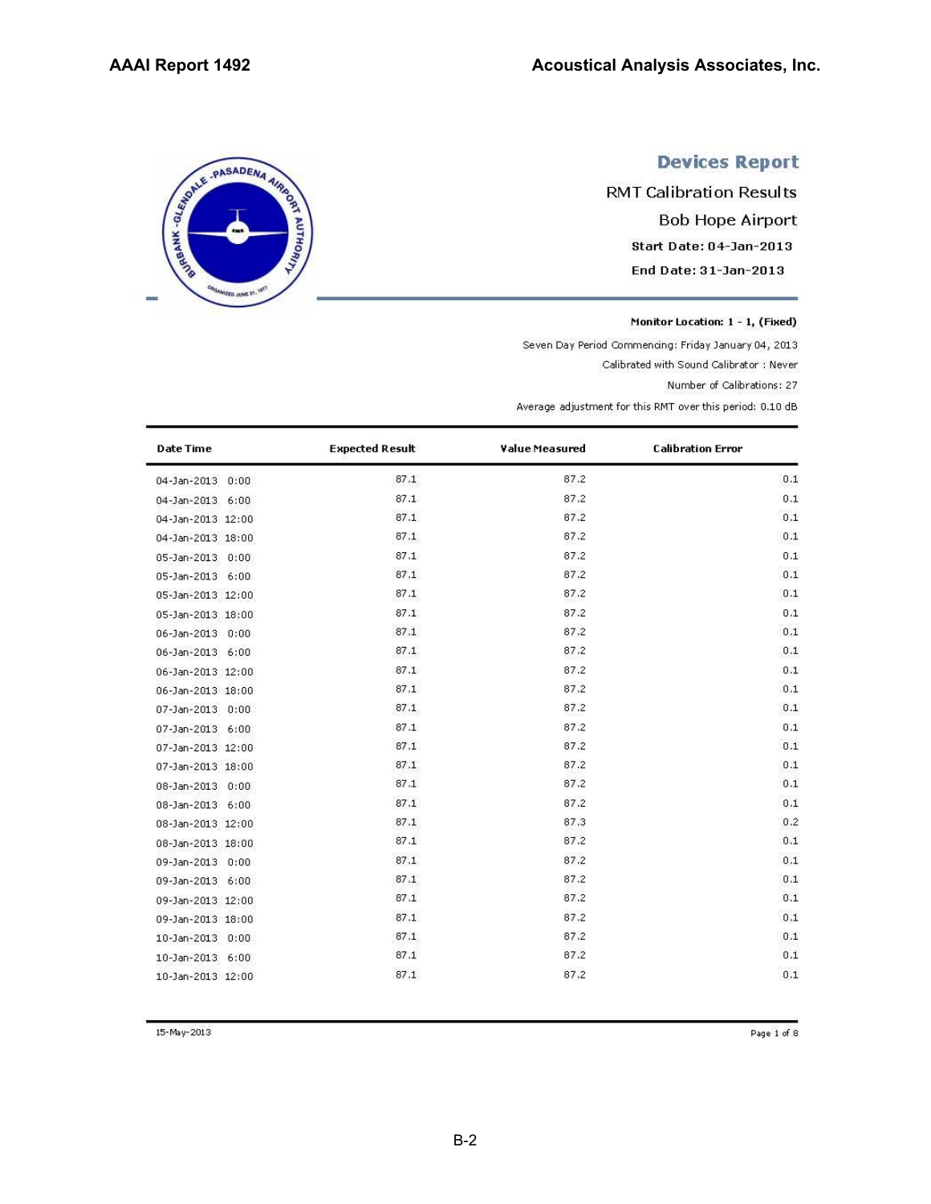# Devices Report

RMT Calibration Results

Bob Hope Airport

Start Date: 04-Jan-2013

End Date: 31-Jan-2013

**Monitor Location: 1 - 1, (Fixed)**

Seven Day Period Commencing: Friday January 04, 2013

Calibrated with Sound Calibrator : Never

Number of Calibrations: 27

Average adjustment for this RMT over this period: 0.10 dB

| Date Time | Expected Result | Value Measured | Calibration Error |
|---|---|---|---|
| 04-Jan-2013 0:00 | 87.1 | 87.2 | 0.1 |
| 04-Jan-2013 6:00 | 87.1 | 87.2 | 0.1 |
| 04-Jan-2013 12:00 | 87.1 | 87.2 | 0.1 |
| 04-Jan-2013 18:00 | 87.1 | 87.2 | 0.1 |
| 05-Jan-2013 0:00 | 87.1 | 87.2 | 0.1 |
| 05-Jan-2013 6:00 | 87.1 | 87.2 | 0.1 |
| 05-Jan-2013 12:00 | 87.1 | 87.2 | 0.1 |
| 05-Jan-2013 18:00 | 87.1 | 87.2 | 0.1 |
| 06-Jan-2013 0:00 | 87.1 | 87.2 | 0.1 |
| 06-Jan-2013 6:00 | 87.1 | 87.2 | 0.1 |
| 06-Jan-2013 12:00 | 87.1 | 87.2 | 0.1 |
| 06-Jan-2013 18:00 | 87.1 | 87.2 | 0.1 |
| 07-Jan-2013 0:00 | 87.1 | 87.2 | 0.1 |
| 07-Jan-2013 6:00 | 87.1 | 87.2 | 0.1 |
| 07-Jan-2013 12:00 | 87.1 | 87.2 | 0.1 |
| 07-Jan-2013 18:00 | 87.1 | 87.2 | 0.1 |
| 08-Jan-2013 0:00 | 87.1 | 87.2 | 0.1 |
| 08-Jan-2013 6:00 | 87.1 | 87.2 | 0.1 |
| 08-Jan-2013 12:00 | 87.1 | 87.3 | 0.2 |
| 08-Jan-2013 18:00 | 87.1 | 87.2 | 0.1 |
| 09-Jan-2013 0:00 | 87.1 | 87.2 | 0.1 |
| 09-Jan-2013 6:00 | 87.1 | 87.2 | 0.1 |
| 09-Jan-2013 12:00 | 87.1 | 87.2 | 0.1 |
| 09-Jan-2013 18:00 | 87.1 | 87.2 | 0.1 |
| 10-Jan-2013 0:00 | 87.1 | 87.2 | 0.1 |
| 10-Jan-2013 6:00 | 87.1 | 87.2 | 0.1 |
| 10-Jan-2013 12:00 | 87.1 | 87.2 | 0.1 |

15-May-2013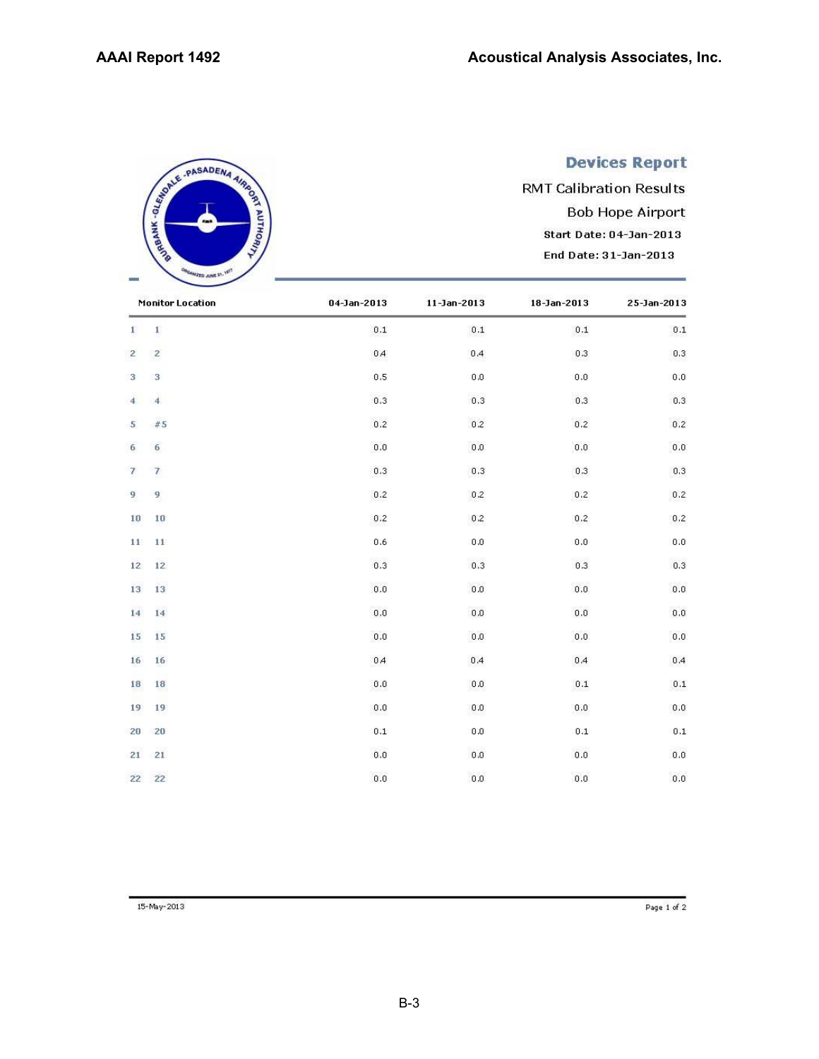## Devices Report

RMT Calibration Results

Bob Hope Airport

Start Date: 04-Jan-2013

End Date: 31-Jan-2013

| | Monitor Location | 04-Jan-2013 | 11-Jan-2013 | 18-Jan-2013 | 25-Jan-2013 |
|---|---|---|---|---|---|
| 1 | 1 | 0.1 | 0.1 | 0.1 | 0.1 |
| 2 | 2 | 0.4 | 0.4 | 0.3 | 0.3 |
| 3 | 3 | 0.5 | 0.0 | 0.0 | 0.0 |
| 4 | 4 | 0.3 | 0.3 | 0.3 | 0.3 |
| 5 | #5 | 0.2 | 0.2 | 0.2 | 0.2 |
| 6 | 6 | 0.0 | 0.0 | 0.0 | 0.0 |
| 7 | 7 | 0.3 | 0.3 | 0.3 | 0.3 |
| 9 | 9 | 0.2 | 0.2 | 0.2 | 0.2 |
| 10 | 10 | 0.2 | 0.2 | 0.2 | 0.2 |
| 11 | 11 | 0.6 | 0.0 | 0.0 | 0.0 |
| 12 | 12 | 0.3 | 0.3 | 0.3 | 0.3 |
| 13 | 13 | 0.0 | 0.0 | 0.0 | 0.0 |
| 14 | 14 | 0.0 | 0.0 | 0.0 | 0.0 |
| 15 | 15 | 0.0 | 0.0 | 0.0 | 0.0 |
| 16 | 16 | 0.4 | 0.4 | 0.4 | 0.4 |
| 18 | 18 | 0.0 | 0.0 | 0.1 | 0.1 |
| 19 | 19 | 0.0 | 0.0 | 0.0 | 0.0 |
| 20 | 20 | 0.1 | 0.0 | 0.1 | 0.1 |
| 21 | 21 | 0.0 | 0.0 | 0.0 | 0.0 |
| 22 | 22 | 0.0 | 0.0 | 0.0 | 0.0 |

15-May-2013